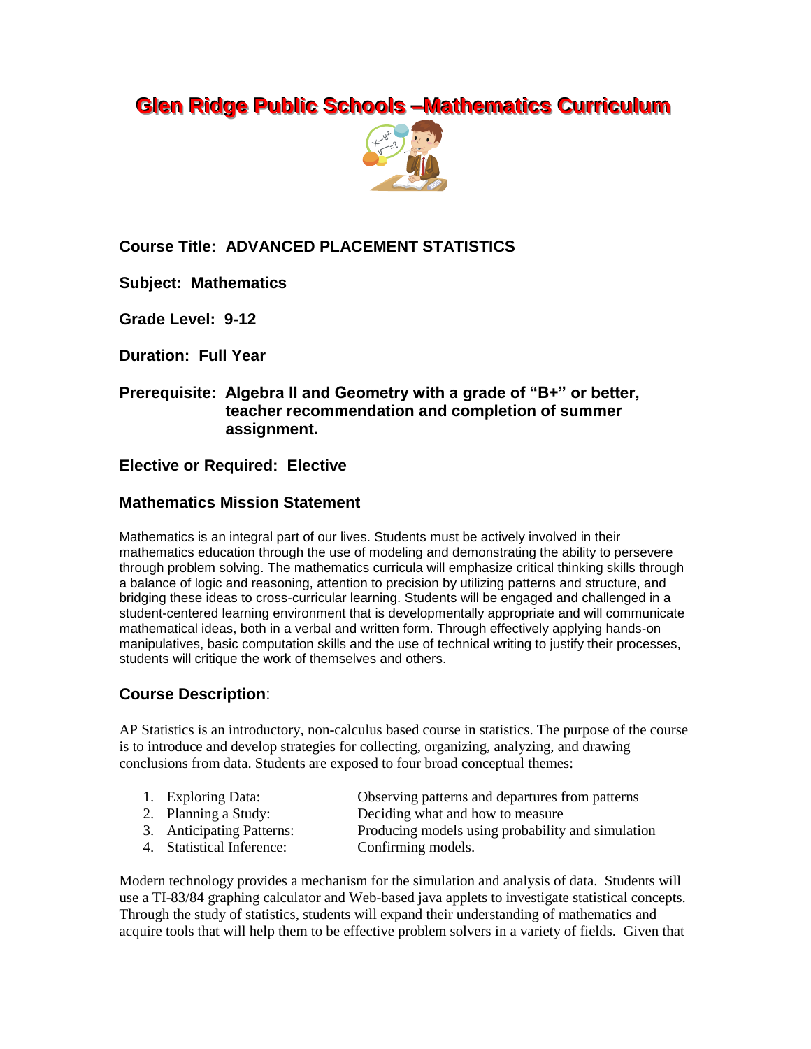# Glen Ridge Public Schools –Mathematics Curriculum

**Course Title: ADVANCED PLACEMENT STATISTICS**

**Subject: Mathematics**

**Grade Level: 9-12**

**Duration: Full Year**

**Prerequisite: Algebra II and Geometry with a grade of "B+" or better, teacher recommendation and completion of summer assignment.**

**Elective or Required: Elective**

## Mathematics Mission Statement

Mathematics is an integral part of our lives. Students must be actively involved in their mathematics education through the use of modeling and demonstrating the ability to persevere through problem solving. The mathematics curricula will emphasize critical thinking skills through a balance of logic and reasoning, attention to precision by utilizing patterns and structure, and bridging these ideas to cross-curricular learning. Students will be engaged and challenged in a student-centered learning environment that is developmentally appropriate and will communicate mathematical ideas, both in a verbal and written form. Through effectively applying hands-on manipulatives, basic computation skills and the use of technical writing to justify their processes, students will critique the work of themselves and others.

## Course Description:

AP Statistics is an introductory, non-calculus based course in statistics. The purpose of the course is to introduce and develop strategies for collecting, organizing, analyzing, and drawing conclusions from data. Students are exposed to four broad conceptual themes:

1. Exploring Data: Observing patterns and departures from patterns
2. Planning a Study: Deciding what and how to measure
3. Anticipating Patterns: Producing models using probability and simulation
4. Statistical Inference: Confirming models.

Modern technology provides a mechanism for the simulation and analysis of data. Students will use a TI-83/84 graphing calculator and Web-based java applets to investigate statistical concepts. Through the study of statistics, students will expand their understanding of mathematics and acquire tools that will help them to be effective problem solvers in a variety of fields. Given that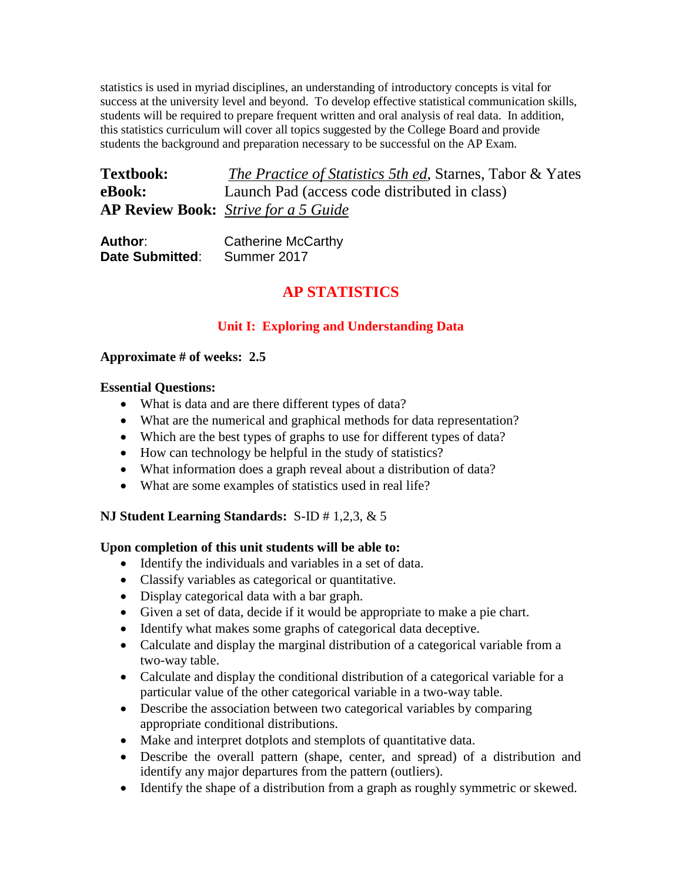statistics is used in myriad disciplines, an understanding of introductory concepts is vital for success at the university level and beyond. To develop effective statistical communication skills, students will be required to prepare frequent written and oral analysis of real data. In addition, this statistics curriculum will cover all topics suggested by the College Board and provide students the background and preparation necessary to be successful on the AP Exam.

**Textbook:** *The Practice of Statistics 5th ed*, Starnes, Tabor & Yates
**eBook:** Launch Pad (access code distributed in class)
**AP Review Book:** *Strive for a 5 Guide*

**Author**: Catherine McCarthy
**Date Submitted**: Summer 2017

# AP STATISTICS

## Unit I: Exploring and Understanding Data

**Approximate # of weeks: 2.5**

**Essential Questions:**

- What is data and are there different types of data?
- What are the numerical and graphical methods for data representation?
- Which are the best types of graphs to use for different types of data?
- How can technology be helpful in the study of statistics?
- What information does a graph reveal about a distribution of data?
- What are some examples of statistics used in real life?

**NJ Student Learning Standards:** S-ID # 1,2,3, & 5

**Upon completion of this unit students will be able to:**

- Identify the individuals and variables in a set of data.
- Classify variables as categorical or quantitative.
- Display categorical data with a bar graph.
- Given a set of data, decide if it would be appropriate to make a pie chart.
- Identify what makes some graphs of categorical data deceptive.
- Calculate and display the marginal distribution of a categorical variable from a two-way table.
- Calculate and display the conditional distribution of a categorical variable for a particular value of the other categorical variable in a two-way table.
- Describe the association between two categorical variables by comparing appropriate conditional distributions.
- Make and interpret dotplots and stemplots of quantitative data.
- Describe the overall pattern (shape, center, and spread) of a distribution and identify any major departures from the pattern (outliers).
- Identify the shape of a distribution from a graph as roughly symmetric or skewed.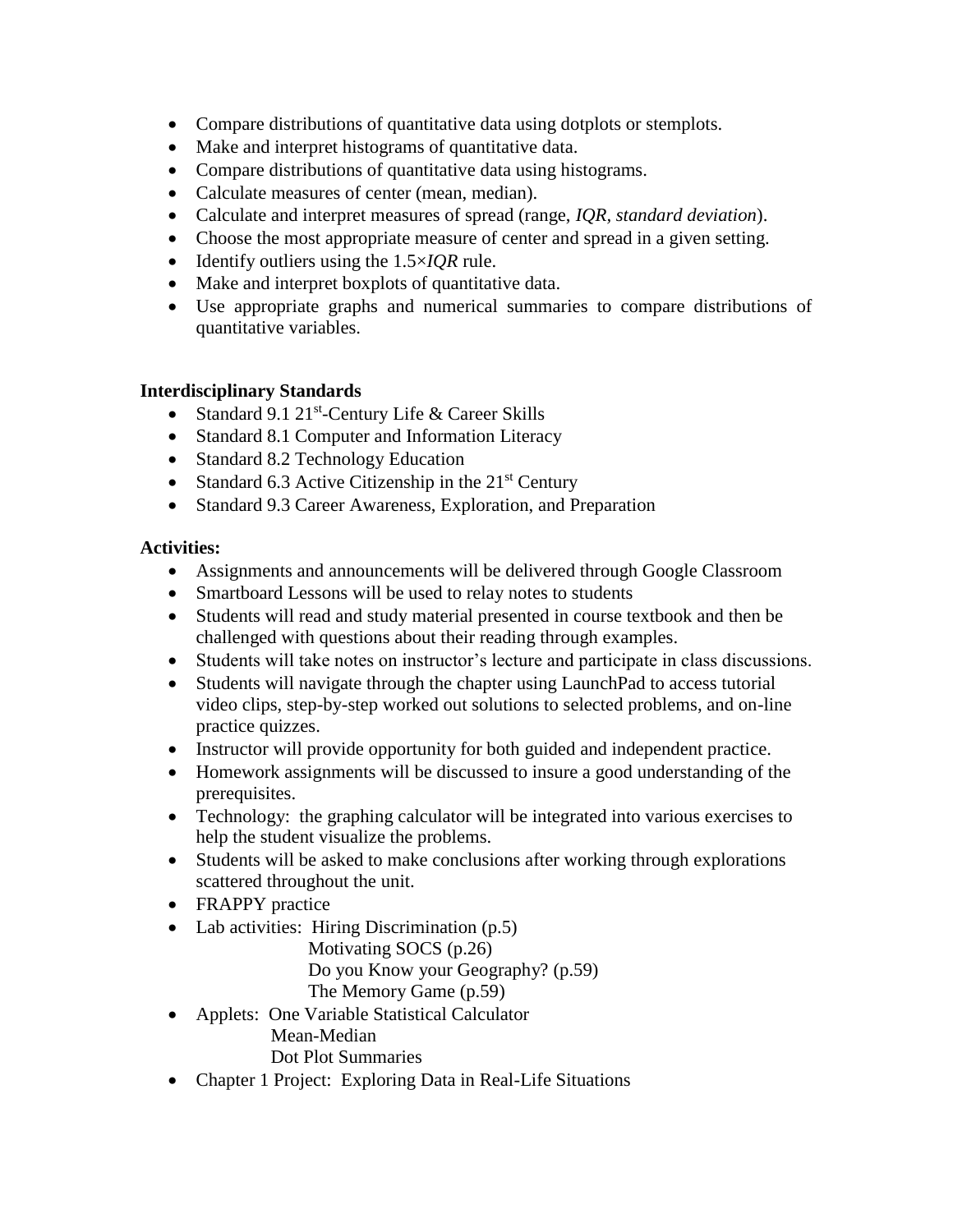- Compare distributions of quantitative data using dotplots or stemplots.
- Make and interpret histograms of quantitative data.
- Compare distributions of quantitative data using histograms.
- Calculate measures of center (mean, median).
- Calculate and interpret measures of spread (range, *IQR*, *standard deviation*).
- Choose the most appropriate measure of center and spread in a given setting.
- Identify outliers using the $1.5 \times IQR$ rule.
- Make and interpret boxplots of quantitative data.
- Use appropriate graphs and numerical summaries to compare distributions of quantitative variables.

**Interdisciplinary Standards**

- Standard 9.1 21st-Century Life & Career Skills
- Standard 8.1 Computer and Information Literacy
- Standard 8.2 Technology Education
- Standard 6.3 Active Citizenship in the 21st Century
- Standard 9.3 Career Awareness, Exploration, and Preparation

**Activities:**

- Assignments and announcements will be delivered through Google Classroom
- Smartboard Lessons will be used to relay notes to students
- Students will read and study material presented in course textbook and then be challenged with questions about their reading through examples.
- Students will take notes on instructor's lecture and participate in class discussions.
- Students will navigate through the chapter using LaunchPad to access tutorial video clips, step-by-step worked out solutions to selected problems, and on-line practice quizzes.
- Instructor will provide opportunity for both guided and independent practice.
- Homework assignments will be discussed to insure a good understanding of the prerequisites.
- Technology: the graphing calculator will be integrated into various exercises to help the student visualize the problems.
- Students will be asked to make conclusions after working through explorations scattered throughout the unit.
- FRAPPY practice
- Lab activities: Hiring Discrimination (p.5)
  Motivating SOCS (p.26)
  Do you Know your Geography? (p.59)
  The Memory Game (p.59)
- Applets: One Variable Statistical Calculator
  Mean-Median
  Dot Plot Summaries
- Chapter 1 Project: Exploring Data in Real-Life Situations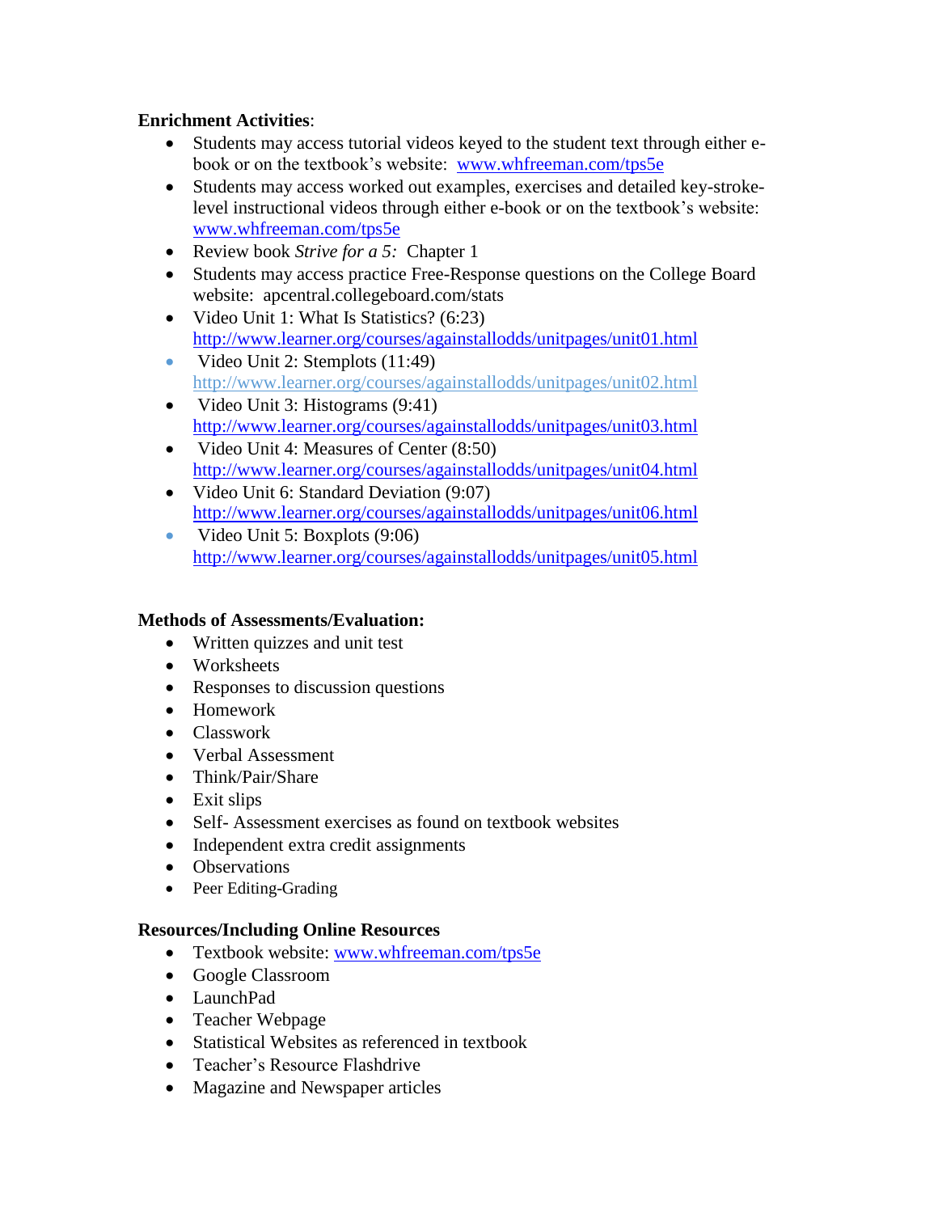**Enrichment Activities**:

- Students may access tutorial videos keyed to the student text through either e-book or on the textbook's website: www.whfreeman.com/tps5e
- Students may access worked out examples, exercises and detailed key-stroke-level instructional videos through either e-book or on the textbook's website: www.whfreeman.com/tps5e
- Review book *Strive for a 5:* Chapter 1
- Students may access practice Free-Response questions on the College Board website: apcentral.collegeboard.com/stats
- Video Unit 1: What Is Statistics? (6:23) http://www.learner.org/courses/againstallodds/unitpages/unit01.html
- Video Unit 2: Stemplots (11:49) http://www.learner.org/courses/againstallodds/unitpages/unit02.html
- Video Unit 3: Histograms (9:41) http://www.learner.org/courses/againstallodds/unitpages/unit03.html
- Video Unit 4: Measures of Center (8:50) http://www.learner.org/courses/againstallodds/unitpages/unit04.html
- Video Unit 6: Standard Deviation (9:07) http://www.learner.org/courses/againstallodds/unitpages/unit06.html
- Video Unit 5: Boxplots (9:06) http://www.learner.org/courses/againstallodds/unitpages/unit05.html

**Methods of Assessments/Evaluation:**

- Written quizzes and unit test
- Worksheets
- Responses to discussion questions
- Homework
- Classwork
- Verbal Assessment
- Think/Pair/Share
- Exit slips
- Self- Assessment exercises as found on textbook websites
- Independent extra credit assignments
- Observations
- Peer Editing-Grading

**Resources/Including Online Resources**

- Textbook website: www.whfreeman.com/tps5e
- Google Classroom
- LaunchPad
- Teacher Webpage
- Statistical Websites as referenced in textbook
- Teacher's Resource Flashdrive
- Magazine and Newspaper articles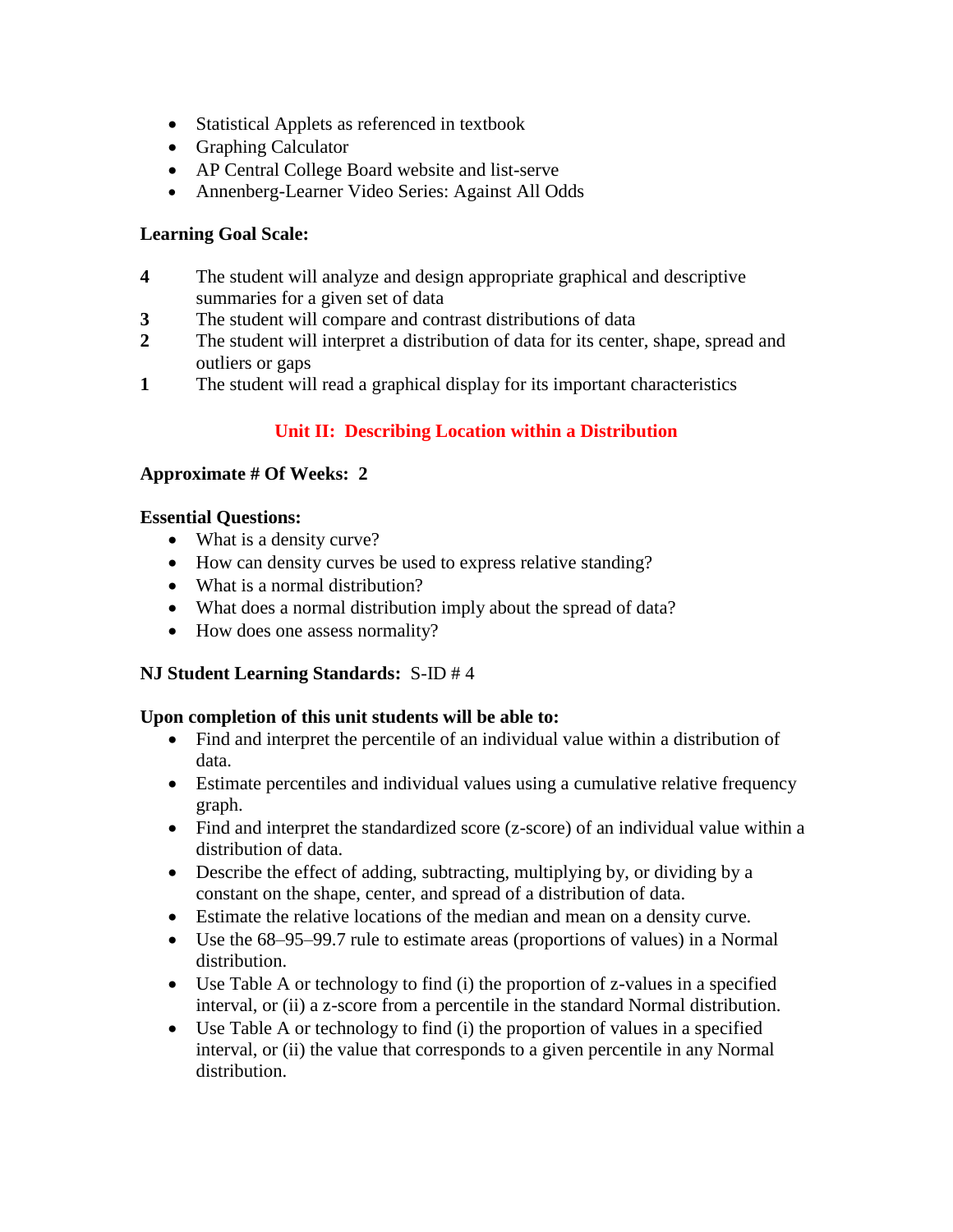- Statistical Applets as referenced in textbook
- Graphing Calculator
- AP Central College Board website and list-serve
- Annenberg-Learner Video Series: Against All Odds

**Learning Goal Scale:**

**4** The student will analyze and design appropriate graphical and descriptive summaries for a given set of data

**3** The student will compare and contrast distributions of data

**2** The student will interpret a distribution of data for its center, shape, spread and outliers or gaps

**1** The student will read a graphical display for its important characteristics

## Unit II: Describing Location within a Distribution

**Approximate # Of Weeks: 2**

**Essential Questions:**

- What is a density curve?
- How can density curves be used to express relative standing?
- What is a normal distribution?
- What does a normal distribution imply about the spread of data?
- How does one assess normality?

**NJ Student Learning Standards:** S-ID # 4

**Upon completion of this unit students will be able to:**

- Find and interpret the percentile of an individual value within a distribution of data.
- Estimate percentiles and individual values using a cumulative relative frequency graph.
- Find and interpret the standardized score (z-score) of an individual value within a distribution of data.
- Describe the effect of adding, subtracting, multiplying by, or dividing by a constant on the shape, center, and spread of a distribution of data.
- Estimate the relative locations of the median and mean on a density curve.
- Use the 68–95–99.7 rule to estimate areas (proportions of values) in a Normal distribution.
- Use Table A or technology to find (i) the proportion of z-values in a specified interval, or (ii) a z-score from a percentile in the standard Normal distribution.
- Use Table A or technology to find (i) the proportion of values in a specified interval, or (ii) the value that corresponds to a given percentile in any Normal distribution.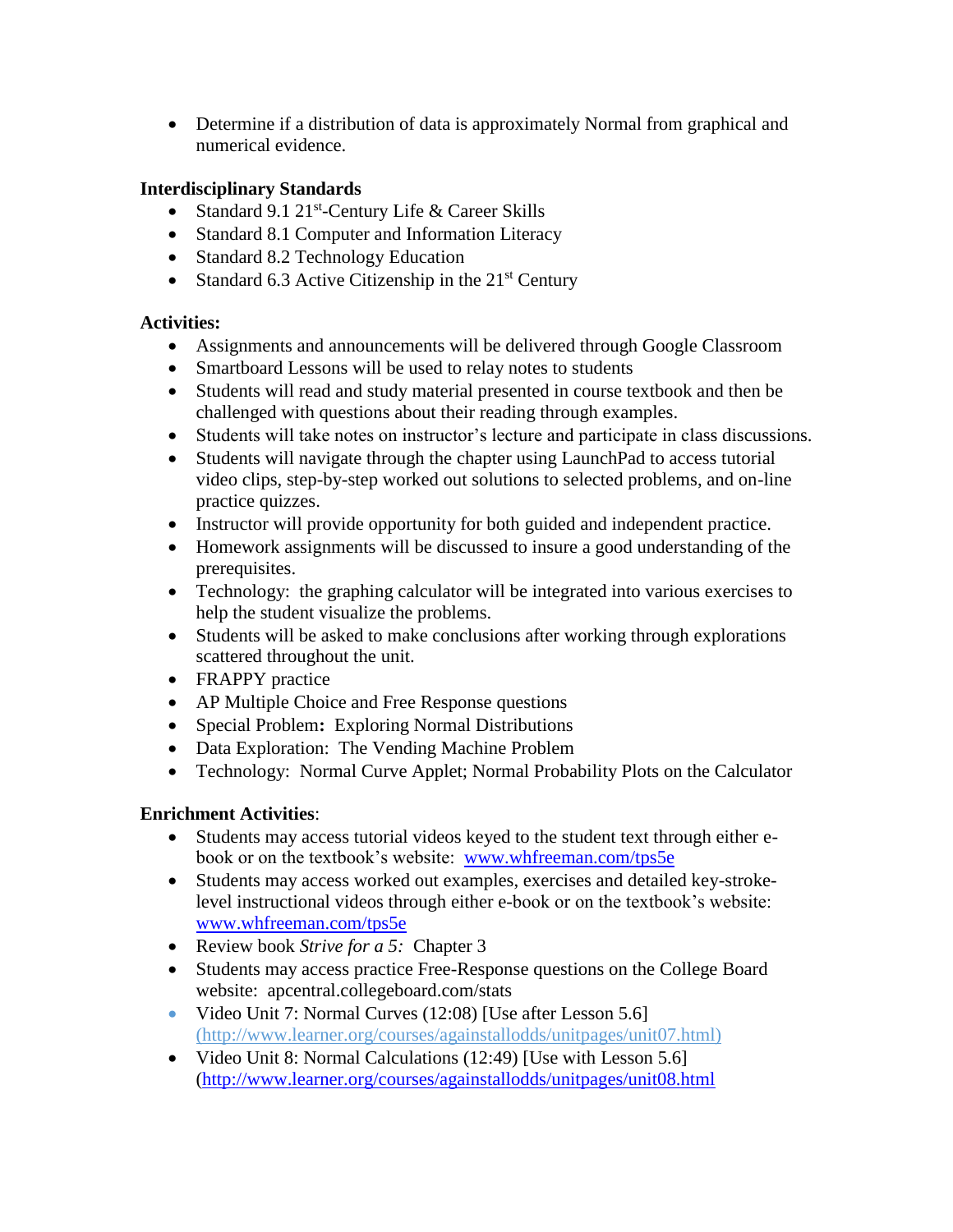- Determine if a distribution of data is approximately Normal from graphical and numerical evidence.

**Interdisciplinary Standards**

- Standard 9.1 21st-Century Life & Career Skills
- Standard 8.1 Computer and Information Literacy
- Standard 8.2 Technology Education
- Standard 6.3 Active Citizenship in the 21st Century

**Activities:**

- Assignments and announcements will be delivered through Google Classroom
- Smartboard Lessons will be used to relay notes to students
- Students will read and study material presented in course textbook and then be challenged with questions about their reading through examples.
- Students will take notes on instructor's lecture and participate in class discussions.
- Students will navigate through the chapter using LaunchPad to access tutorial video clips, step-by-step worked out solutions to selected problems, and on-line practice quizzes.
- Instructor will provide opportunity for both guided and independent practice.
- Homework assignments will be discussed to insure a good understanding of the prerequisites.
- Technology: the graphing calculator will be integrated into various exercises to help the student visualize the problems.
- Students will be asked to make conclusions after working through explorations scattered throughout the unit.
- FRAPPY practice
- AP Multiple Choice and Free Response questions
- Special Problem**:** Exploring Normal Distributions
- Data Exploration: The Vending Machine Problem
- Technology: Normal Curve Applet; Normal Probability Plots on the Calculator

**Enrichment Activities**:

- Students may access tutorial videos keyed to the student text through either e-book or on the textbook's website: www.whfreeman.com/tps5e
- Students may access worked out examples, exercises and detailed key-stroke-level instructional videos through either e-book or on the textbook's website: www.whfreeman.com/tps5e
- Review book *Strive for a 5:* Chapter 3
- Students may access practice Free-Response questions on the College Board website: apcentral.collegeboard.com/stats
- Video Unit 7: Normal Curves (12:08) [Use after Lesson 5.6] (http://www.learner.org/courses/againstallodds/unitpages/unit07.html)
- Video Unit 8: Normal Calculations (12:49) [Use with Lesson 5.6] (http://www.learner.org/courses/againstallodds/unitpages/unit08.html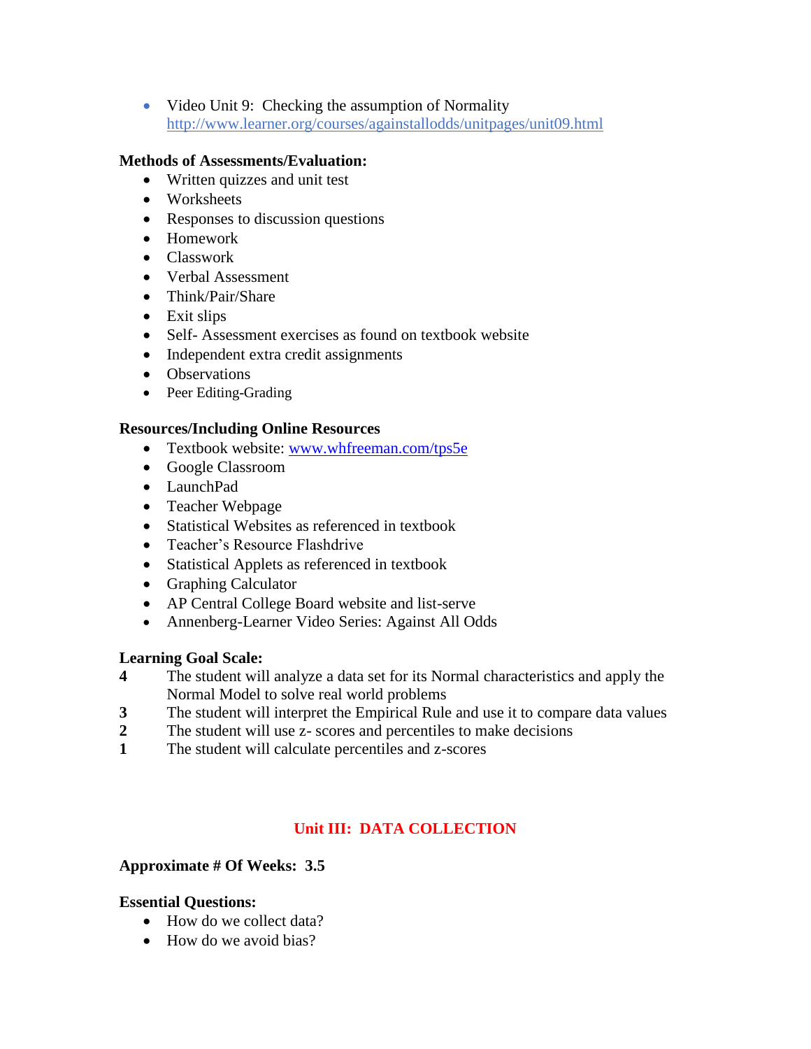- Video Unit 9: Checking the assumption of Normality
  http://www.learner.org/courses/againstallodds/unitpages/unit09.html

**Methods of Assessments/Evaluation:**

- Written quizzes and unit test
- Worksheets
- Responses to discussion questions
- Homework
- Classwork
- Verbal Assessment
- Think/Pair/Share
- Exit slips
- Self- Assessment exercises as found on textbook website
- Independent extra credit assignments
- Observations
- Peer Editing-Grading

**Resources/Including Online Resources**

- Textbook website: www.whfreeman.com/tps5e
- Google Classroom
- LaunchPad
- Teacher Webpage
- Statistical Websites as referenced in textbook
- Teacher's Resource Flashdrive
- Statistical Applets as referenced in textbook
- Graphing Calculator
- AP Central College Board website and list-serve
- Annenberg-Learner Video Series: Against All Odds

**Learning Goal Scale:**

**4** The student will analyze a data set for its Normal characteristics and apply the Normal Model to solve real world problems

**3** The student will interpret the Empirical Rule and use it to compare data values

**2** The student will use z- scores and percentiles to make decisions

**1** The student will calculate percentiles and z-scores

## Unit III: DATA COLLECTION

**Approximate # Of Weeks: 3.5**

**Essential Questions:**

- How do we collect data?
- How do we avoid bias?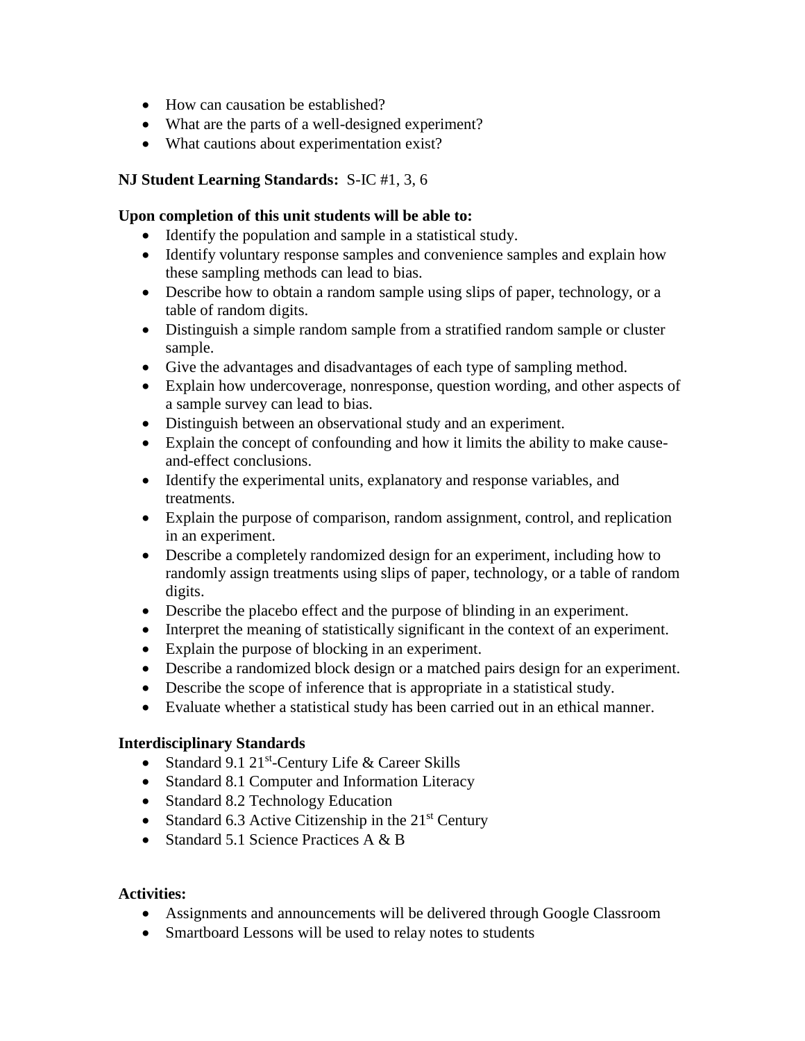- How can causation be established?
- What are the parts of a well-designed experiment?
- What cautions about experimentation exist?

**NJ Student Learning Standards:** S-IC #1, 3, 6

**Upon completion of this unit students will be able to:**

- Identify the population and sample in a statistical study.
- Identify voluntary response samples and convenience samples and explain how these sampling methods can lead to bias.
- Describe how to obtain a random sample using slips of paper, technology, or a table of random digits.
- Distinguish a simple random sample from a stratified random sample or cluster sample.
- Give the advantages and disadvantages of each type of sampling method.
- Explain how undercoverage, nonresponse, question wording, and other aspects of a sample survey can lead to bias.
- Distinguish between an observational study and an experiment.
- Explain the concept of confounding and how it limits the ability to make cause-and-effect conclusions.
- Identify the experimental units, explanatory and response variables, and treatments.
- Explain the purpose of comparison, random assignment, control, and replication in an experiment.
- Describe a completely randomized design for an experiment, including how to randomly assign treatments using slips of paper, technology, or a table of random digits.
- Describe the placebo effect and the purpose of blinding in an experiment.
- Interpret the meaning of statistically significant in the context of an experiment.
- Explain the purpose of blocking in an experiment.
- Describe a randomized block design or a matched pairs design for an experiment.
- Describe the scope of inference that is appropriate in a statistical study.
- Evaluate whether a statistical study has been carried out in an ethical manner.

**Interdisciplinary Standards**

- Standard 9.1 21st-Century Life & Career Skills
- Standard 8.1 Computer and Information Literacy
- Standard 8.2 Technology Education
- Standard 6.3 Active Citizenship in the 21st Century
- Standard 5.1 Science Practices A & B

**Activities:**

- Assignments and announcements will be delivered through Google Classroom
- Smartboard Lessons will be used to relay notes to students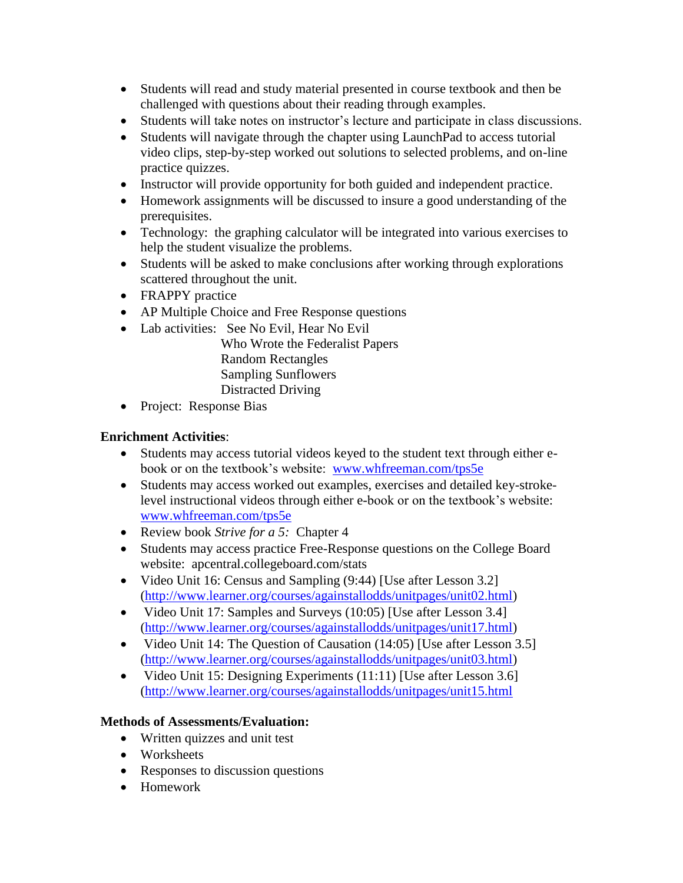- Students will read and study material presented in course textbook and then be challenged with questions about their reading through examples.
- Students will take notes on instructor's lecture and participate in class discussions.
- Students will navigate through the chapter using LaunchPad to access tutorial video clips, step-by-step worked out solutions to selected problems, and on-line practice quizzes.
- Instructor will provide opportunity for both guided and independent practice.
- Homework assignments will be discussed to insure a good understanding of the prerequisites.
- Technology: the graphing calculator will be integrated into various exercises to help the student visualize the problems.
- Students will be asked to make conclusions after working through explorations scattered throughout the unit.
- FRAPPY practice
- AP Multiple Choice and Free Response questions
- Lab activities: See No Evil, Hear No Evil
  Who Wrote the Federalist Papers
  Random Rectangles
  Sampling Sunflowers
  Distracted Driving
- Project: Response Bias

**Enrichment Activities**:

- Students may access tutorial videos keyed to the student text through either e-book or on the textbook's website: [www.whfreeman.com/tps5e](www.whfreeman.com/tps5e)
- Students may access worked out examples, exercises and detailed key-stroke-level instructional videos through either e-book or on the textbook's website: [www.whfreeman.com/tps5e](www.whfreeman.com/tps5e)
- Review book *Strive for a 5:* Chapter 4
- Students may access practice Free-Response questions on the College Board website: apcentral.collegeboard.com/stats
- Video Unit 16: Census and Sampling (9:44) [Use after Lesson 3.2] ([http://www.learner.org/courses/againstallodds/unitpages/unit02.html](http://www.learner.org/courses/againstallodds/unitpages/unit02.html))
- Video Unit 17: Samples and Surveys (10:05) [Use after Lesson 3.4] ([http://www.learner.org/courses/againstallodds/unitpages/unit17.html](http://www.learner.org/courses/againstallodds/unitpages/unit17.html))
- Video Unit 14: The Question of Causation (14:05) [Use after Lesson 3.5] ([http://www.learner.org/courses/againstallodds/unitpages/unit03.html](http://www.learner.org/courses/againstallodds/unitpages/unit03.html))
- Video Unit 15: Designing Experiments (11:11) [Use after Lesson 3.6] ([http://www.learner.org/courses/againstallodds/unitpages/unit15.html](http://www.learner.org/courses/againstallodds/unitpages/unit15.html)

**Methods of Assessments/Evaluation:**

- Written quizzes and unit test
- Worksheets
- Responses to discussion questions
- Homework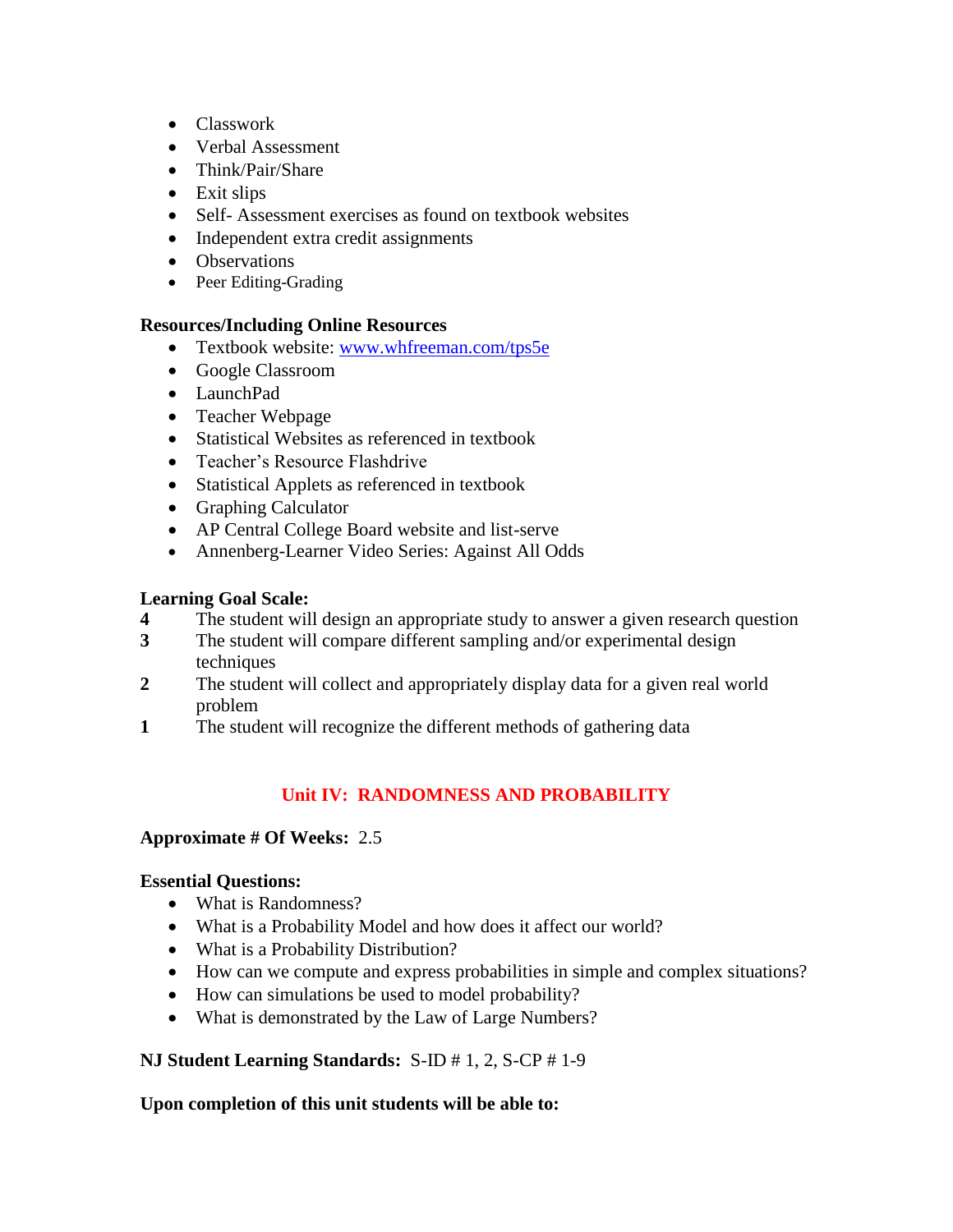- Classwork
- Verbal Assessment
- Think/Pair/Share
- Exit slips
- Self- Assessment exercises as found on textbook websites
- Independent extra credit assignments
- Observations
- Peer Editing-Grading

**Resources/Including Online Resources**

- Textbook website: www.whfreeman.com/tps5e
- Google Classroom
- LaunchPad
- Teacher Webpage
- Statistical Websites as referenced in textbook
- Teacher's Resource Flashdrive
- Statistical Applets as referenced in textbook
- Graphing Calculator
- AP Central College Board website and list-serve
- Annenberg-Learner Video Series: Against All Odds

**Learning Goal Scale:**

**4** The student will design an appropriate study to answer a given research question

**3** The student will compare different sampling and/or experimental design techniques

**2** The student will collect and appropriately display data for a given real world problem

**1** The student will recognize the different methods of gathering data

## Unit IV: RANDOMNESS AND PROBABILITY

**Approximate # Of Weeks:** 2.5

**Essential Questions:**

- What is Randomness?
- What is a Probability Model and how does it affect our world?
- What is a Probability Distribution?
- How can we compute and express probabilities in simple and complex situations?
- How can simulations be used to model probability?
- What is demonstrated by the Law of Large Numbers?

**NJ Student Learning Standards:** S-ID # 1, 2, S-CP # 1-9

**Upon completion of this unit students will be able to:**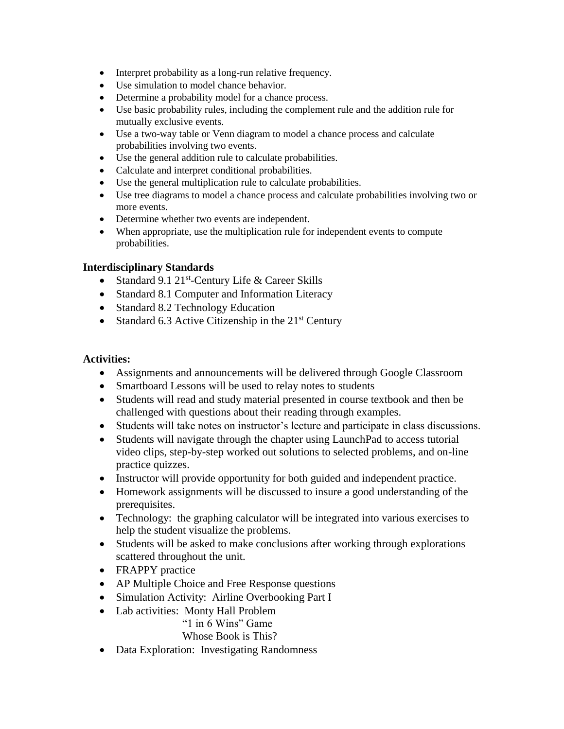- Interpret probability as a long-run relative frequency.
- Use simulation to model chance behavior.
- Determine a probability model for a chance process.
- Use basic probability rules, including the complement rule and the addition rule for mutually exclusive events.
- Use a two-way table or Venn diagram to model a chance process and calculate probabilities involving two events.
- Use the general addition rule to calculate probabilities.
- Calculate and interpret conditional probabilities.
- Use the general multiplication rule to calculate probabilities.
- Use tree diagrams to model a chance process and calculate probabilities involving two or more events.
- Determine whether two events are independent.
- When appropriate, use the multiplication rule for independent events to compute probabilities.

**Interdisciplinary Standards**

- Standard 9.1 21st-Century Life & Career Skills
- Standard 8.1 Computer and Information Literacy
- Standard 8.2 Technology Education
- Standard 6.3 Active Citizenship in the 21st Century

**Activities:**

- Assignments and announcements will be delivered through Google Classroom
- Smartboard Lessons will be used to relay notes to students
- Students will read and study material presented in course textbook and then be challenged with questions about their reading through examples.
- Students will take notes on instructor's lecture and participate in class discussions.
- Students will navigate through the chapter using LaunchPad to access tutorial video clips, step-by-step worked out solutions to selected problems, and on-line practice quizzes.
- Instructor will provide opportunity for both guided and independent practice.
- Homework assignments will be discussed to insure a good understanding of the prerequisites.
- Technology: the graphing calculator will be integrated into various exercises to help the student visualize the problems.
- Students will be asked to make conclusions after working through explorations scattered throughout the unit.
- FRAPPY practice
- AP Multiple Choice and Free Response questions
- Simulation Activity: Airline Overbooking Part I
- Lab activities: Monty Hall Problem
  "1 in 6 Wins" Game
  Whose Book is This?
- Data Exploration: Investigating Randomness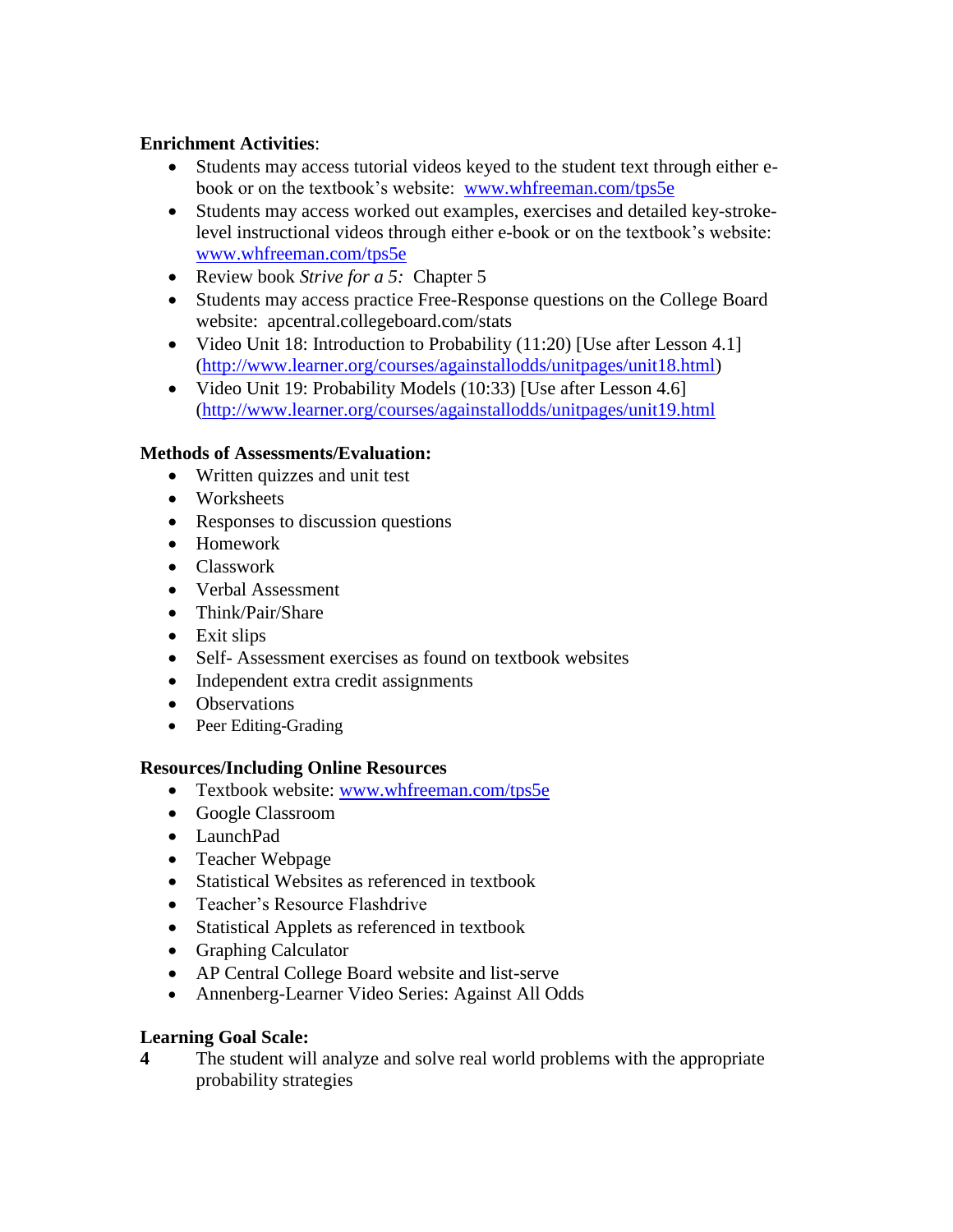**Enrichment Activities**:

- Students may access tutorial videos keyed to the student text through either e-book or on the textbook's website: www.whfreeman.com/tps5e
- Students may access worked out examples, exercises and detailed key-stroke-level instructional videos through either e-book or on the textbook's website: www.whfreeman.com/tps5e
- Review book *Strive for a 5:* Chapter 5
- Students may access practice Free-Response questions on the College Board website: apcentral.collegeboard.com/stats
- Video Unit 18: Introduction to Probability (11:20) [Use after Lesson 4.1] (http://www.learner.org/courses/againstallodds/unitpages/unit18.html)
- Video Unit 19: Probability Models (10:33) [Use after Lesson 4.6] (http://www.learner.org/courses/againstallodds/unitpages/unit19.html

**Methods of Assessments/Evaluation:**

- Written quizzes and unit test
- Worksheets
- Responses to discussion questions
- Homework
- Classwork
- Verbal Assessment
- Think/Pair/Share
- Exit slips
- Self- Assessment exercises as found on textbook websites
- Independent extra credit assignments
- Observations
- Peer Editing-Grading

**Resources/Including Online Resources**

- Textbook website: www.whfreeman.com/tps5e
- Google Classroom
- LaunchPad
- Teacher Webpage
- Statistical Websites as referenced in textbook
- Teacher's Resource Flashdrive
- Statistical Applets as referenced in textbook
- Graphing Calculator
- AP Central College Board website and list-serve
- Annenberg-Learner Video Series: Against All Odds

**Learning Goal Scale:**

**4** The student will analyze and solve real world problems with the appropriate probability strategies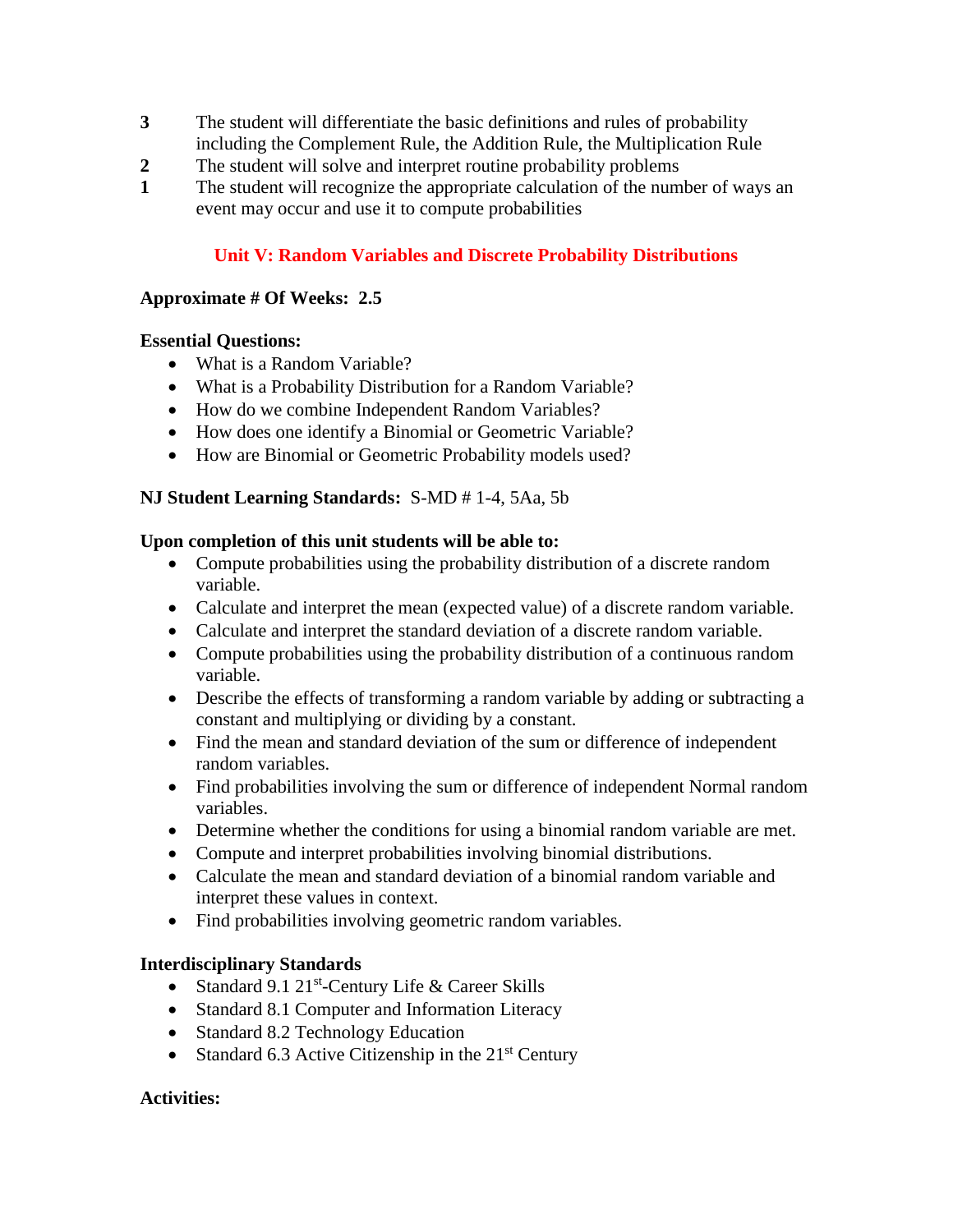**3** The student will differentiate the basic definitions and rules of probability including the Complement Rule, the Addition Rule, the Multiplication Rule

**2** The student will solve and interpret routine probability problems

**1** The student will recognize the appropriate calculation of the number of ways an event may occur and use it to compute probabilities

## Unit V: Random Variables and Discrete Probability Distributions

**Approximate # Of Weeks: 2.5**

**Essential Questions:**

- What is a Random Variable?
- What is a Probability Distribution for a Random Variable?
- How do we combine Independent Random Variables?
- How does one identify a Binomial or Geometric Variable?
- How are Binomial or Geometric Probability models used?

**NJ Student Learning Standards:** S-MD # 1-4, 5Aa, 5b

**Upon completion of this unit students will be able to:**

- Compute probabilities using the probability distribution of a discrete random variable.
- Calculate and interpret the mean (expected value) of a discrete random variable.
- Calculate and interpret the standard deviation of a discrete random variable.
- Compute probabilities using the probability distribution of a continuous random variable.
- Describe the effects of transforming a random variable by adding or subtracting a constant and multiplying or dividing by a constant.
- Find the mean and standard deviation of the sum or difference of independent random variables.
- Find probabilities involving the sum or difference of independent Normal random variables.
- Determine whether the conditions for using a binomial random variable are met.
- Compute and interpret probabilities involving binomial distributions.
- Calculate the mean and standard deviation of a binomial random variable and interpret these values in context.
- Find probabilities involving geometric random variables.

**Interdisciplinary Standards**

- Standard 9.1 21st-Century Life & Career Skills
- Standard 8.1 Computer and Information Literacy
- Standard 8.2 Technology Education
- Standard 6.3 Active Citizenship in the 21st Century

**Activities:**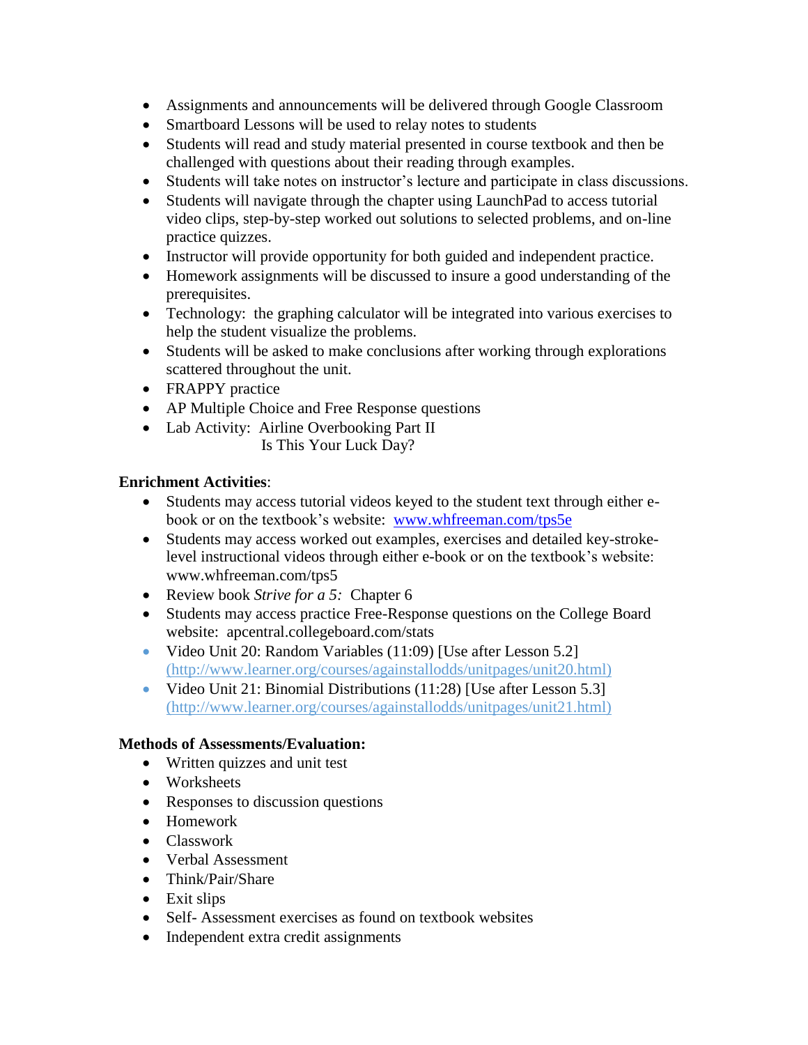- Assignments and announcements will be delivered through Google Classroom
- Smartboard Lessons will be used to relay notes to students
- Students will read and study material presented in course textbook and then be challenged with questions about their reading through examples.
- Students will take notes on instructor's lecture and participate in class discussions.
- Students will navigate through the chapter using LaunchPad to access tutorial video clips, step-by-step worked out solutions to selected problems, and on-line practice quizzes.
- Instructor will provide opportunity for both guided and independent practice.
- Homework assignments will be discussed to insure a good understanding of the prerequisites.
- Technology: the graphing calculator will be integrated into various exercises to help the student visualize the problems.
- Students will be asked to make conclusions after working through explorations scattered throughout the unit.
- FRAPPY practice
- AP Multiple Choice and Free Response questions
- Lab Activity: Airline Overbooking Part II
  Is This Your Luck Day?

**Enrichment Activities**:

- Students may access tutorial videos keyed to the student text through either e-book or on the textbook's website: [www.whfreeman.com/tps5e](www.whfreeman.com/tps5e)
- Students may access worked out examples, exercises and detailed key-stroke-level instructional videos through either e-book or on the textbook's website: www.whfreeman.com/tps5
- Review book *Strive for a 5:* Chapter 6
- Students may access practice Free-Response questions on the College Board website: apcentral.collegeboard.com/stats
- Video Unit 20: Random Variables (11:09) [Use after Lesson 5.2] (http://www.learner.org/courses/againstallodds/unitpages/unit20.html)
- Video Unit 21: Binomial Distributions (11:28) [Use after Lesson 5.3] (http://www.learner.org/courses/againstallodds/unitpages/unit21.html)

**Methods of Assessments/Evaluation:**

- Written quizzes and unit test
- Worksheets
- Responses to discussion questions
- Homework
- Classwork
- Verbal Assessment
- Think/Pair/Share
- Exit slips
- Self- Assessment exercises as found on textbook websites
- Independent extra credit assignments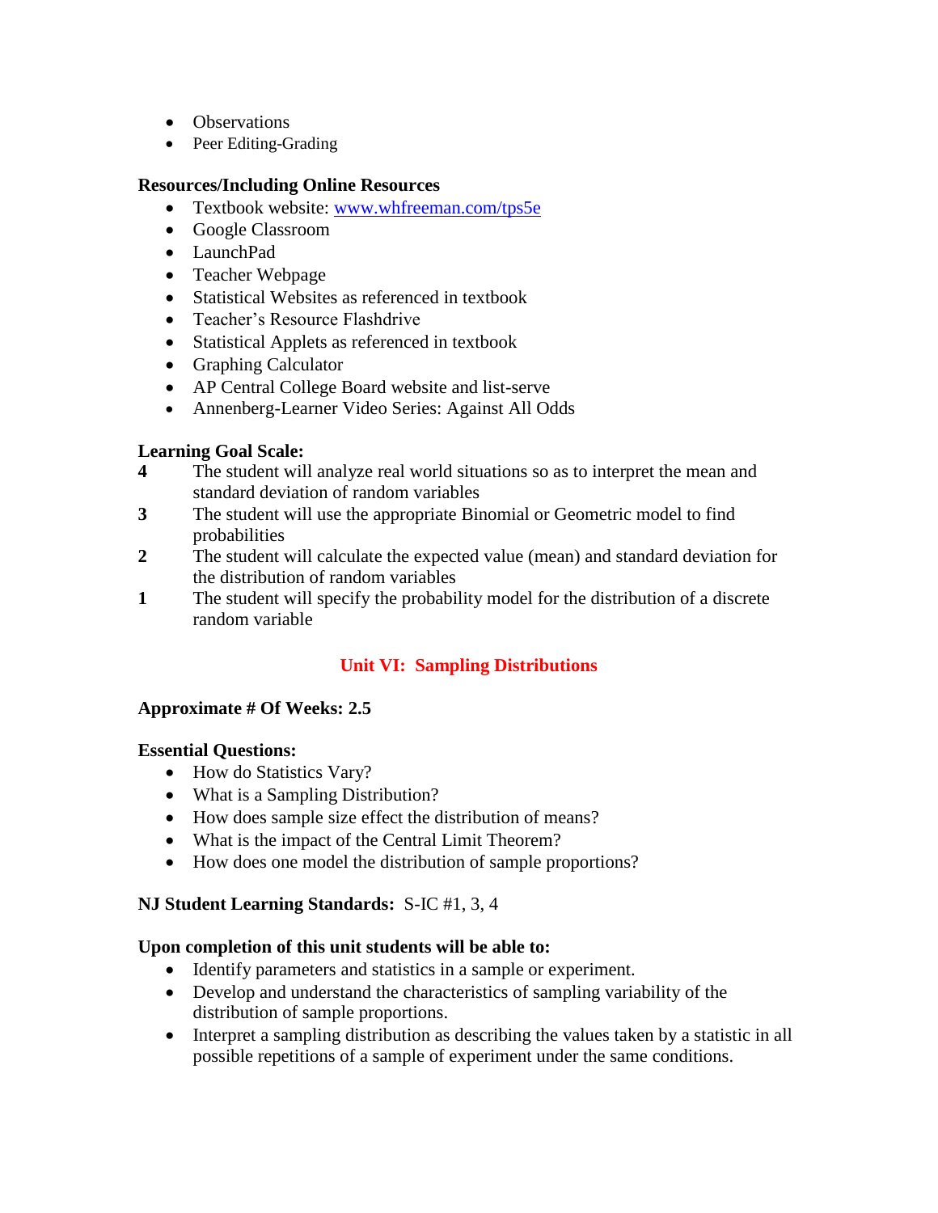- Observations
- Peer Editing-Grading

**Resources/Including Online Resources**

- Textbook website: www.whfreeman.com/tps5e
- Google Classroom
- LaunchPad
- Teacher Webpage
- Statistical Websites as referenced in textbook
- Teacher's Resource Flashdrive
- Statistical Applets as referenced in textbook
- Graphing Calculator
- AP Central College Board website and list-serve
- Annenberg-Learner Video Series: Against All Odds

**Learning Goal Scale:**

**4** The student will analyze real world situations so as to interpret the mean and standard deviation of random variables

**3** The student will use the appropriate Binomial or Geometric model to find probabilities

**2** The student will calculate the expected value (mean) and standard deviation for the distribution of random variables

**1** The student will specify the probability model for the distribution of a discrete random variable

## Unit VI: Sampling Distributions

**Approximate # Of Weeks: 2.5**

**Essential Questions:**

- How do Statistics Vary?
- What is a Sampling Distribution?
- How does sample size effect the distribution of means?
- What is the impact of the Central Limit Theorem?
- How does one model the distribution of sample proportions?

**NJ Student Learning Standards:** S-IC #1, 3, 4

**Upon completion of this unit students will be able to:**

- Identify parameters and statistics in a sample or experiment.
- Develop and understand the characteristics of sampling variability of the distribution of sample proportions.
- Interpret a sampling distribution as describing the values taken by a statistic in all possible repetitions of a sample of experiment under the same conditions.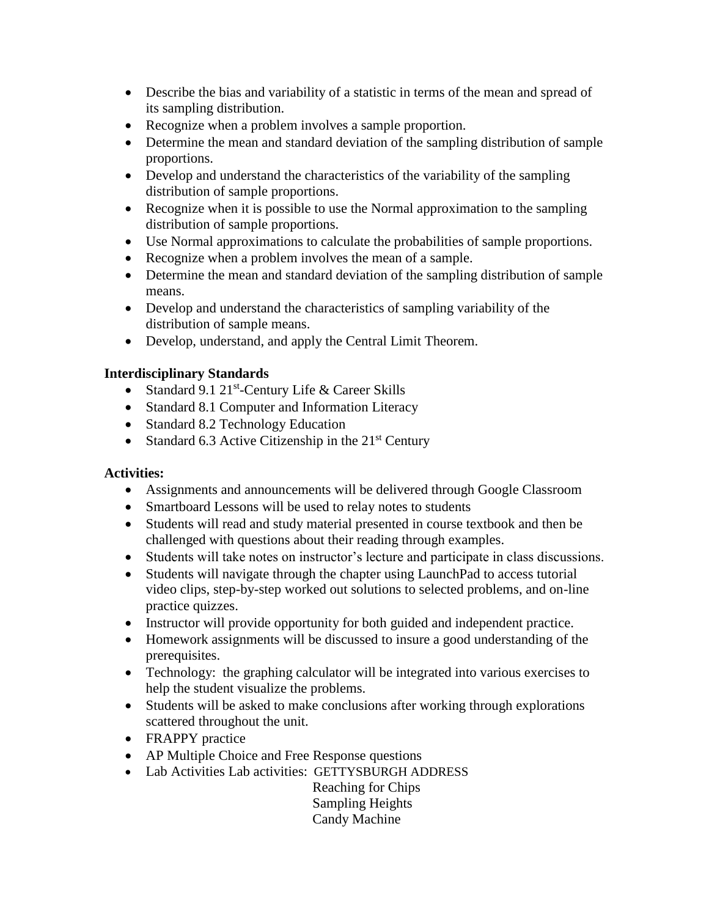- Describe the bias and variability of a statistic in terms of the mean and spread of its sampling distribution.
- Recognize when a problem involves a sample proportion.
- Determine the mean and standard deviation of the sampling distribution of sample proportions.
- Develop and understand the characteristics of the variability of the sampling distribution of sample proportions.
- Recognize when it is possible to use the Normal approximation to the sampling distribution of sample proportions.
- Use Normal approximations to calculate the probabilities of sample proportions.
- Recognize when a problem involves the mean of a sample.
- Determine the mean and standard deviation of the sampling distribution of sample means.
- Develop and understand the characteristics of sampling variability of the distribution of sample means.
- Develop, understand, and apply the Central Limit Theorem.

**Interdisciplinary Standards**

- Standard 9.1 21st-Century Life & Career Skills
- Standard 8.1 Computer and Information Literacy
- Standard 8.2 Technology Education
- Standard 6.3 Active Citizenship in the 21st Century

**Activities:**

- Assignments and announcements will be delivered through Google Classroom
- Smartboard Lessons will be used to relay notes to students
- Students will read and study material presented in course textbook and then be challenged with questions about their reading through examples.
- Students will take notes on instructor's lecture and participate in class discussions.
- Students will navigate through the chapter using LaunchPad to access tutorial video clips, step-by-step worked out solutions to selected problems, and on-line practice quizzes.
- Instructor will provide opportunity for both guided and independent practice.
- Homework assignments will be discussed to insure a good understanding of the prerequisites.
- Technology: the graphing calculator will be integrated into various exercises to help the student visualize the problems.
- Students will be asked to make conclusions after working through explorations scattered throughout the unit.
- FRAPPY practice
- AP Multiple Choice and Free Response questions
- Lab Activities Lab activities: GETTYSBURGH ADDRESS
  Reaching for Chips
  Sampling Heights
  Candy Machine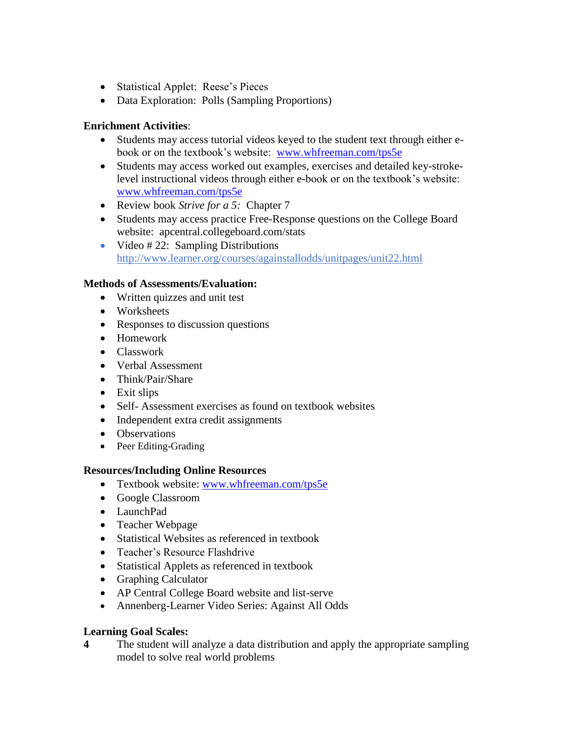- Statistical Applet: Reese's Pieces
- Data Exploration: Polls (Sampling Proportions)

**Enrichment Activities**:

- Students may access tutorial videos keyed to the student text through either e-book or on the textbook's website: [www.whfreeman.com/tps5e](www.whfreeman.com/tps5e)
- Students may access worked out examples, exercises and detailed key-stroke-level instructional videos through either e-book or on the textbook's website: [www.whfreeman.com/tps5e](www.whfreeman.com/tps5e)
- Review book *Strive for a 5:* Chapter 7
- Students may access practice Free-Response questions on the College Board website: apcentral.collegeboard.com/stats
- Video # 22: Sampling Distributions http://www.learner.org/courses/againstallodds/unitpages/unit22.html

**Methods of Assessments/Evaluation:**

- Written quizzes and unit test
- Worksheets
- Responses to discussion questions
- Homework
- Classwork
- Verbal Assessment
- Think/Pair/Share
- Exit slips
- Self- Assessment exercises as found on textbook websites
- Independent extra credit assignments
- Observations
- Peer Editing-Grading

**Resources/Including Online Resources**

- Textbook website: [www.whfreeman.com/tps5e](www.whfreeman.com/tps5e)
- Google Classroom
- LaunchPad
- Teacher Webpage
- Statistical Websites as referenced in textbook
- Teacher's Resource Flashdrive
- Statistical Applets as referenced in textbook
- Graphing Calculator
- AP Central College Board website and list-serve
- Annenberg-Learner Video Series: Against All Odds

**Learning Goal Scales:**

**4** The student will analyze a data distribution and apply the appropriate sampling model to solve real world problems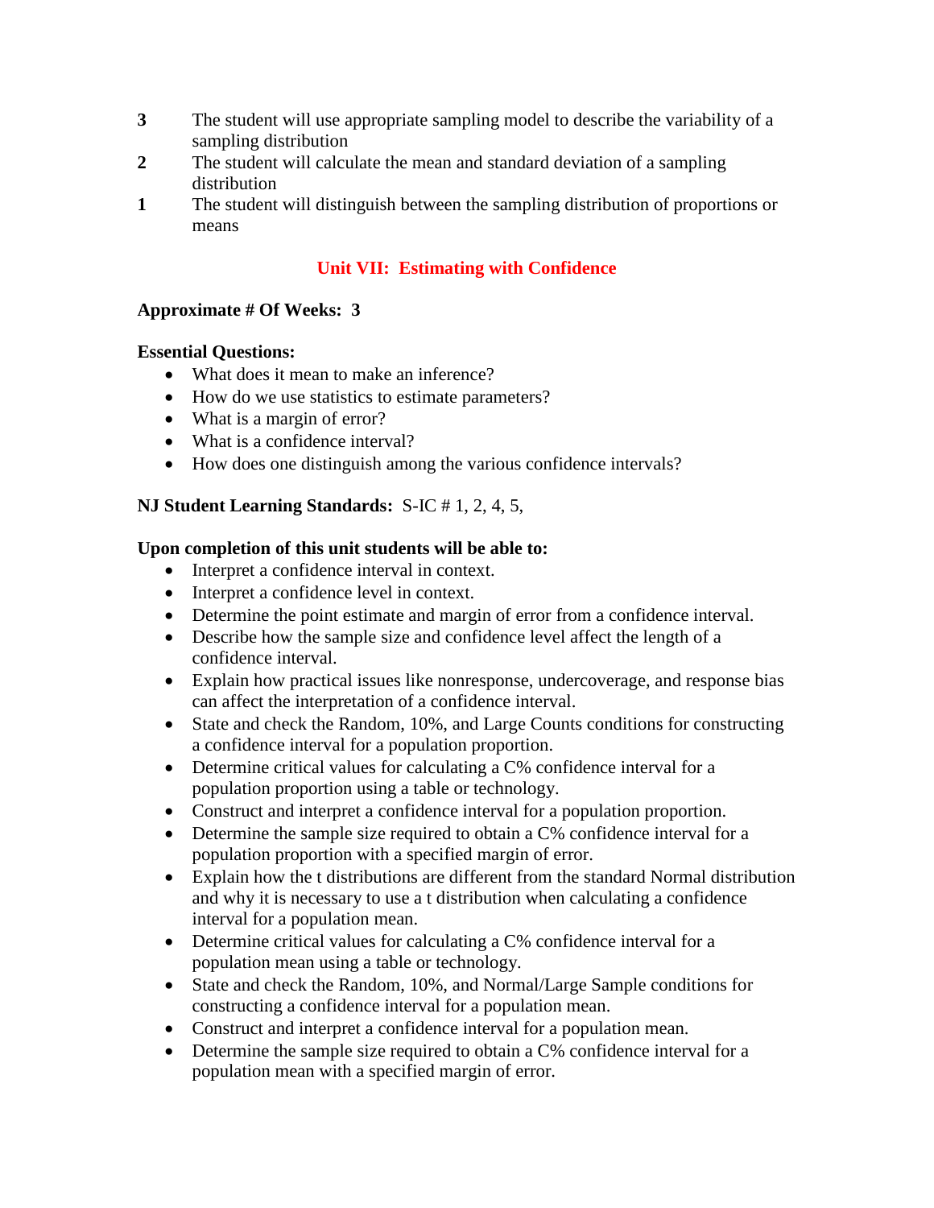**3** The student will use appropriate sampling model to describe the variability of a sampling distribution

**2** The student will calculate the mean and standard deviation of a sampling distribution

**1** The student will distinguish between the sampling distribution of proportions or means

## Unit VII: Estimating with Confidence

**Approximate # Of Weeks: 3**

**Essential Questions:**

- What does it mean to make an inference?
- How do we use statistics to estimate parameters?
- What is a margin of error?
- What is a confidence interval?
- How does one distinguish among the various confidence intervals?

**NJ Student Learning Standards:** S-IC # 1, 2, 4, 5,

**Upon completion of this unit students will be able to:**

- Interpret a confidence interval in context.
- Interpret a confidence level in context.
- Determine the point estimate and margin of error from a confidence interval.
- Describe how the sample size and confidence level affect the length of a confidence interval.
- Explain how practical issues like nonresponse, undercoverage, and response bias can affect the interpretation of a confidence interval.
- State and check the Random, 10%, and Large Counts conditions for constructing a confidence interval for a population proportion.
- Determine critical values for calculating a C% confidence interval for a population proportion using a table or technology.
- Construct and interpret a confidence interval for a population proportion.
- Determine the sample size required to obtain a C% confidence interval for a population proportion with a specified margin of error.
- Explain how the t distributions are different from the standard Normal distribution and why it is necessary to use a t distribution when calculating a confidence interval for a population mean.
- Determine critical values for calculating a C% confidence interval for a population mean using a table or technology.
- State and check the Random, 10%, and Normal/Large Sample conditions for constructing a confidence interval for a population mean.
- Construct and interpret a confidence interval for a population mean.
- Determine the sample size required to obtain a C% confidence interval for a population mean with a specified margin of error.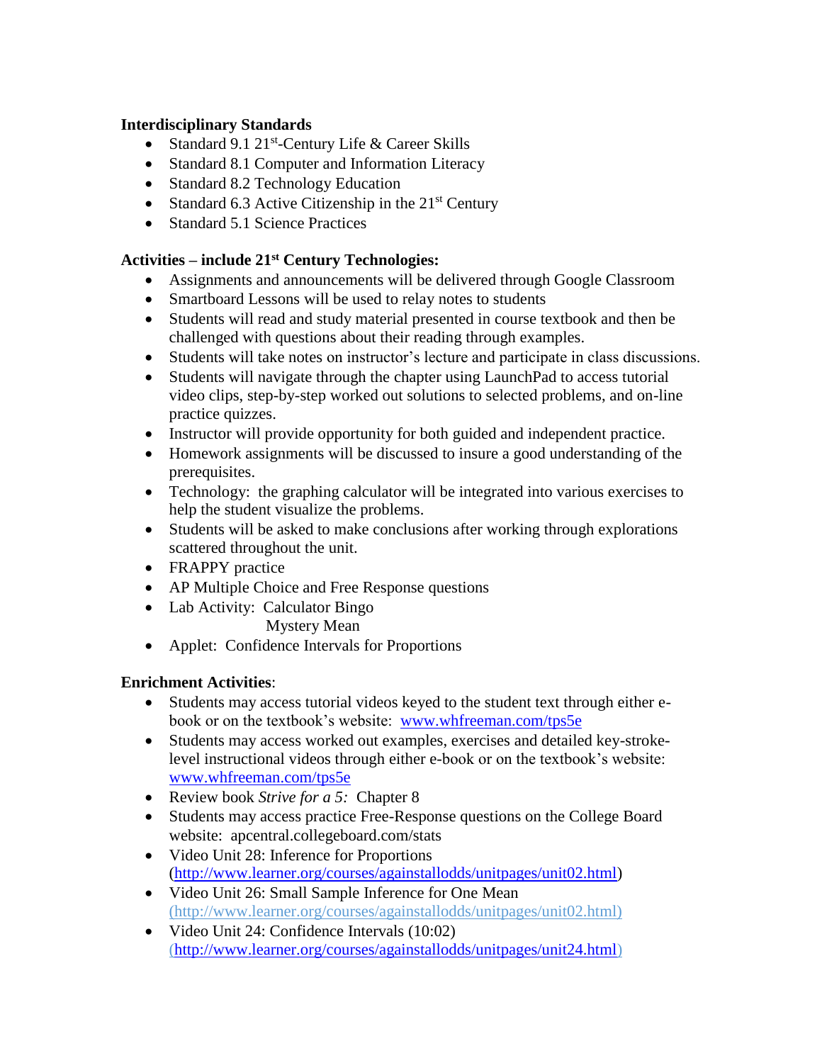**Interdisciplinary Standards**

- Standard 9.1 21st-Century Life & Career Skills
- Standard 8.1 Computer and Information Literacy
- Standard 8.2 Technology Education
- Standard 6.3 Active Citizenship in the 21st Century
- Standard 5.1 Science Practices

**Activities – include 21st Century Technologies:**

- Assignments and announcements will be delivered through Google Classroom
- Smartboard Lessons will be used to relay notes to students
- Students will read and study material presented in course textbook and then be challenged with questions about their reading through examples.
- Students will take notes on instructor's lecture and participate in class discussions.
- Students will navigate through the chapter using LaunchPad to access tutorial video clips, step-by-step worked out solutions to selected problems, and on-line practice quizzes.
- Instructor will provide opportunity for both guided and independent practice.
- Homework assignments will be discussed to insure a good understanding of the prerequisites.
- Technology: the graphing calculator will be integrated into various exercises to help the student visualize the problems.
- Students will be asked to make conclusions after working through explorations scattered throughout the unit.
- FRAPPY practice
- AP Multiple Choice and Free Response questions
- Lab Activity: Calculator Bingo
  Mystery Mean
- Applet: Confidence Intervals for Proportions

**Enrichment Activities**:

- Students may access tutorial videos keyed to the student text through either e-book or on the textbook's website: www.whfreeman.com/tps5e
- Students may access worked out examples, exercises and detailed key-stroke-level instructional videos through either e-book or on the textbook's website: www.whfreeman.com/tps5e
- Review book *Strive for a 5:* Chapter 8
- Students may access practice Free-Response questions on the College Board website: apcentral.collegeboard.com/stats
- Video Unit 28: Inference for Proportions (http://www.learner.org/courses/againstallodds/unitpages/unit02.html)
- Video Unit 26: Small Sample Inference for One Mean (http://www.learner.org/courses/againstallodds/unitpages/unit02.html)
- Video Unit 24: Confidence Intervals (10:02) (http://www.learner.org/courses/againstallodds/unitpages/unit24.html)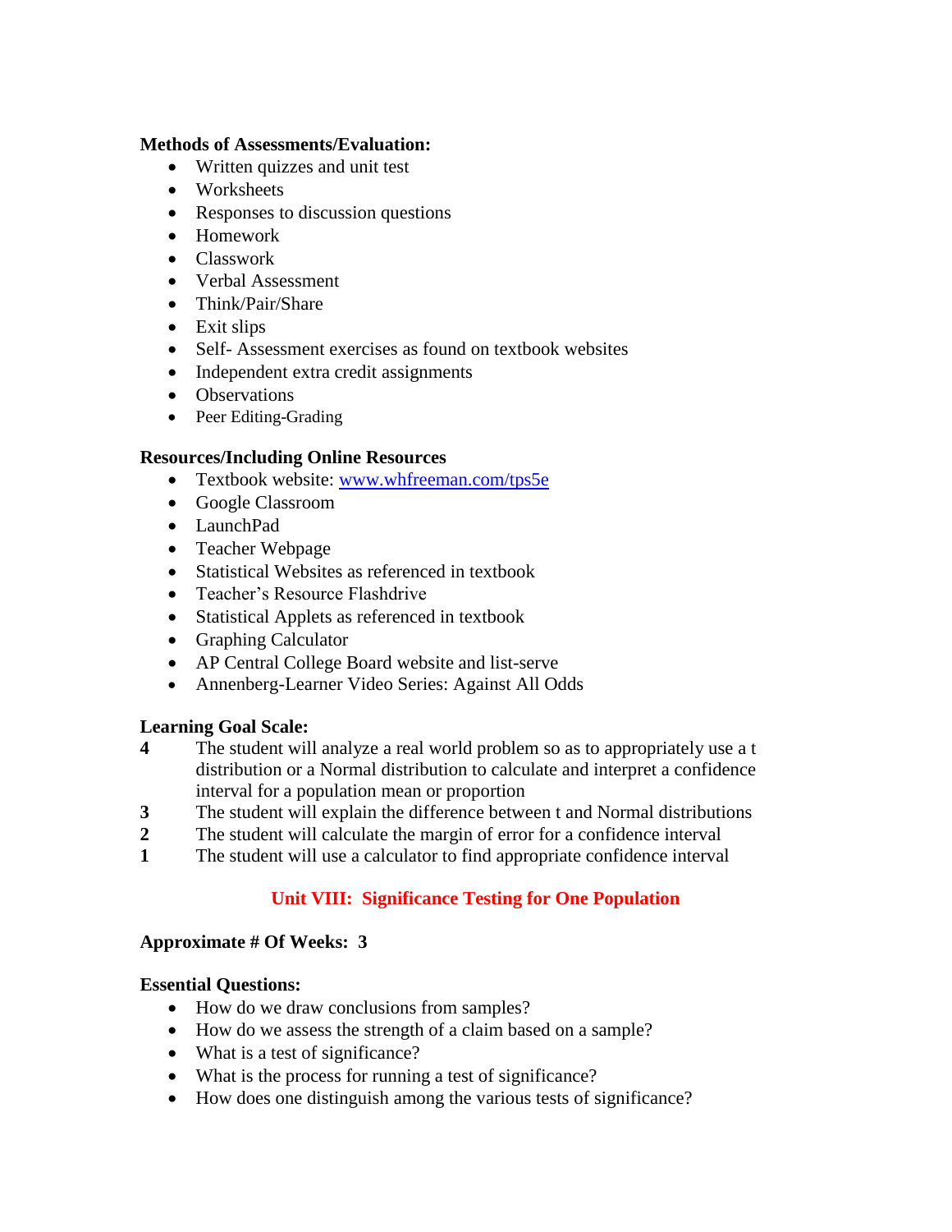**Methods of Assessments/Evaluation:**

- Written quizzes and unit test
- Worksheets
- Responses to discussion questions
- Homework
- Classwork
- Verbal Assessment
- Think/Pair/Share
- Exit slips
- Self- Assessment exercises as found on textbook websites
- Independent extra credit assignments
- Observations
- Peer Editing-Grading

**Resources/Including Online Resources**

- Textbook website: [www.whfreeman.com/tps5e](http://www.whfreeman.com/tps5e)
- Google Classroom
- LaunchPad
- Teacher Webpage
- Statistical Websites as referenced in textbook
- Teacher's Resource Flashdrive
- Statistical Applets as referenced in textbook
- Graphing Calculator
- AP Central College Board website and list-serve
- Annenberg-Learner Video Series: Against All Odds

**Learning Goal Scale:**

**4** The student will analyze a real world problem so as to appropriately use a t distribution or a Normal distribution to calculate and interpret a confidence interval for a population mean or proportion

**3** The student will explain the difference between t and Normal distributions

**2** The student will calculate the margin of error for a confidence interval

**1** The student will use a calculator to find appropriate confidence interval

## Unit VIII: Significance Testing for One Population

**Approximate # Of Weeks: 3**

**Essential Questions:**

- How do we draw conclusions from samples?
- How do we assess the strength of a claim based on a sample?
- What is a test of significance?
- What is the process for running a test of significance?
- How does one distinguish among the various tests of significance?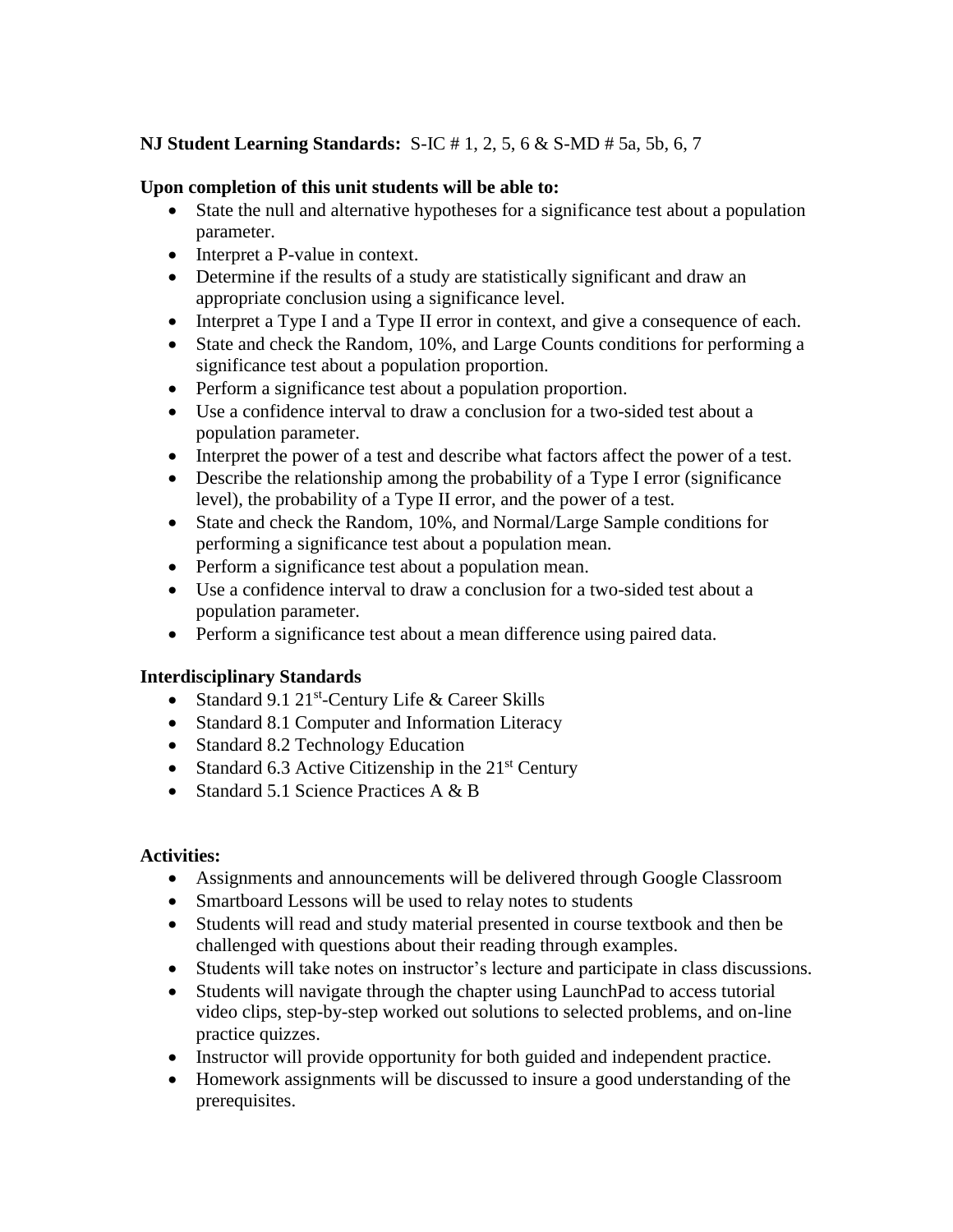**NJ Student Learning Standards:** S-IC # 1, 2, 5, 6 & S-MD # 5a, 5b, 6, 7

**Upon completion of this unit students will be able to:**

- State the null and alternative hypotheses for a significance test about a population parameter.
- Interpret a P-value in context.
- Determine if the results of a study are statistically significant and draw an appropriate conclusion using a significance level.
- Interpret a Type I and a Type II error in context, and give a consequence of each.
- State and check the Random, 10%, and Large Counts conditions for performing a significance test about a population proportion.
- Perform a significance test about a population proportion.
- Use a confidence interval to draw a conclusion for a two-sided test about a population parameter.
- Interpret the power of a test and describe what factors affect the power of a test.
- Describe the relationship among the probability of a Type I error (significance level), the probability of a Type II error, and the power of a test.
- State and check the Random, 10%, and Normal/Large Sample conditions for performing a significance test about a population mean.
- Perform a significance test about a population mean.
- Use a confidence interval to draw a conclusion for a two-sided test about a population parameter.
- Perform a significance test about a mean difference using paired data.

**Interdisciplinary Standards**

- Standard 9.1 21st-Century Life & Career Skills
- Standard 8.1 Computer and Information Literacy
- Standard 8.2 Technology Education
- Standard 6.3 Active Citizenship in the 21st Century
- Standard 5.1 Science Practices A & B

**Activities:**

- Assignments and announcements will be delivered through Google Classroom
- Smartboard Lessons will be used to relay notes to students
- Students will read and study material presented in course textbook and then be challenged with questions about their reading through examples.
- Students will take notes on instructor's lecture and participate in class discussions.
- Students will navigate through the chapter using LaunchPad to access tutorial video clips, step-by-step worked out solutions to selected problems, and on-line practice quizzes.
- Instructor will provide opportunity for both guided and independent practice.
- Homework assignments will be discussed to insure a good understanding of the prerequisites.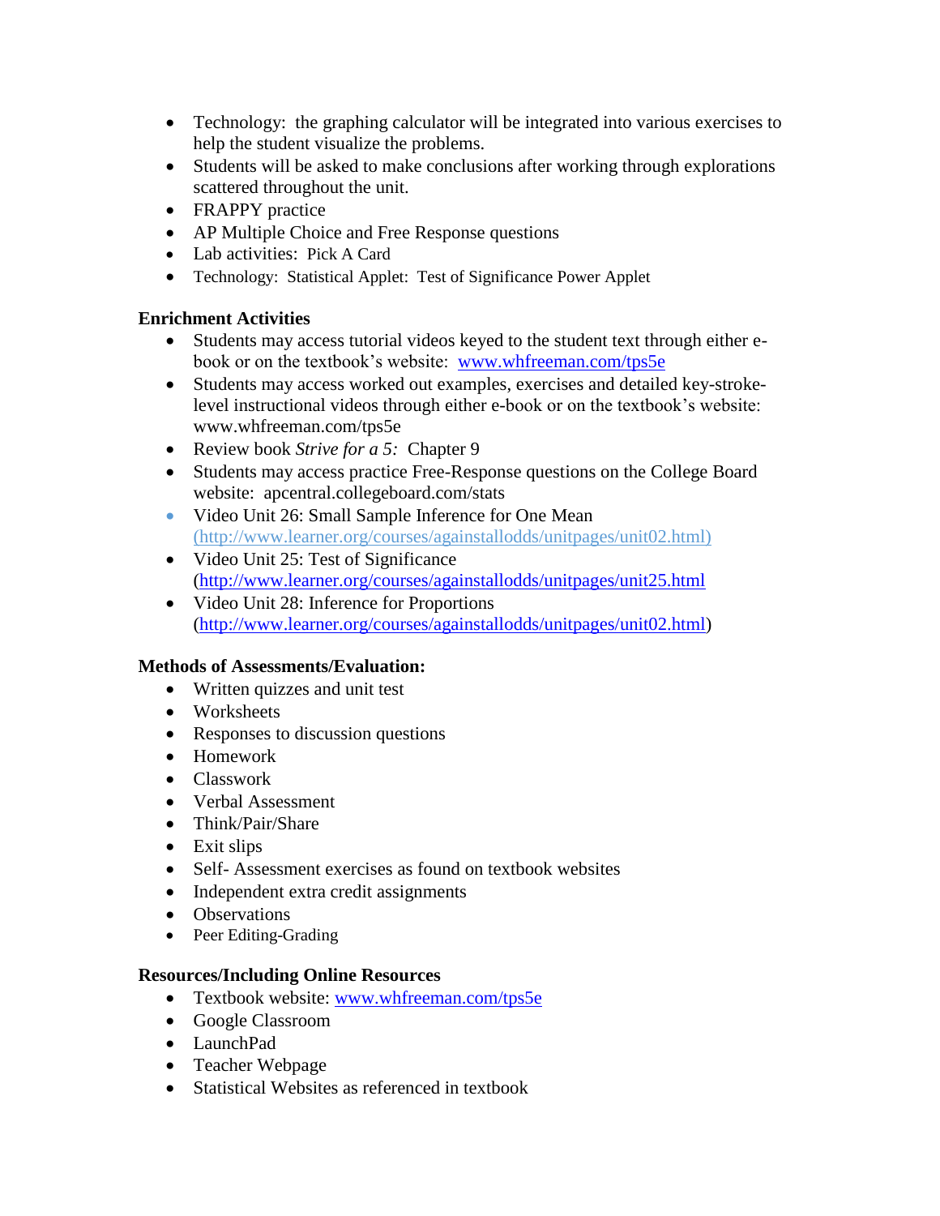- Technology: the graphing calculator will be integrated into various exercises to help the student visualize the problems.
- Students will be asked to make conclusions after working through explorations scattered throughout the unit.
- FRAPPY practice
- AP Multiple Choice and Free Response questions
- Lab activities: Pick A Card
- Technology: Statistical Applet: Test of Significance Power Applet

**Enrichment Activities**

- Students may access tutorial videos keyed to the student text through either e-book or on the textbook's website: www.whfreeman.com/tps5e
- Students may access worked out examples, exercises and detailed key-stroke-level instructional videos through either e-book or on the textbook's website: www.whfreeman.com/tps5e
- Review book *Strive for a 5:* Chapter 9
- Students may access practice Free-Response questions on the College Board website: apcentral.collegeboard.com/stats
- Video Unit 26: Small Sample Inference for One Mean (http://www.learner.org/courses/againstallodds/unitpages/unit02.html)
- Video Unit 25: Test of Significance (http://www.learner.org/courses/againstallodds/unitpages/unit25.html
- Video Unit 28: Inference for Proportions (http://www.learner.org/courses/againstallodds/unitpages/unit02.html)

**Methods of Assessments/Evaluation:**

- Written quizzes and unit test
- Worksheets
- Responses to discussion questions
- Homework
- Classwork
- Verbal Assessment
- Think/Pair/Share
- Exit slips
- Self- Assessment exercises as found on textbook websites
- Independent extra credit assignments
- Observations
- Peer Editing-Grading

**Resources/Including Online Resources**

- Textbook website: www.whfreeman.com/tps5e
- Google Classroom
- LaunchPad
- Teacher Webpage
- Statistical Websites as referenced in textbook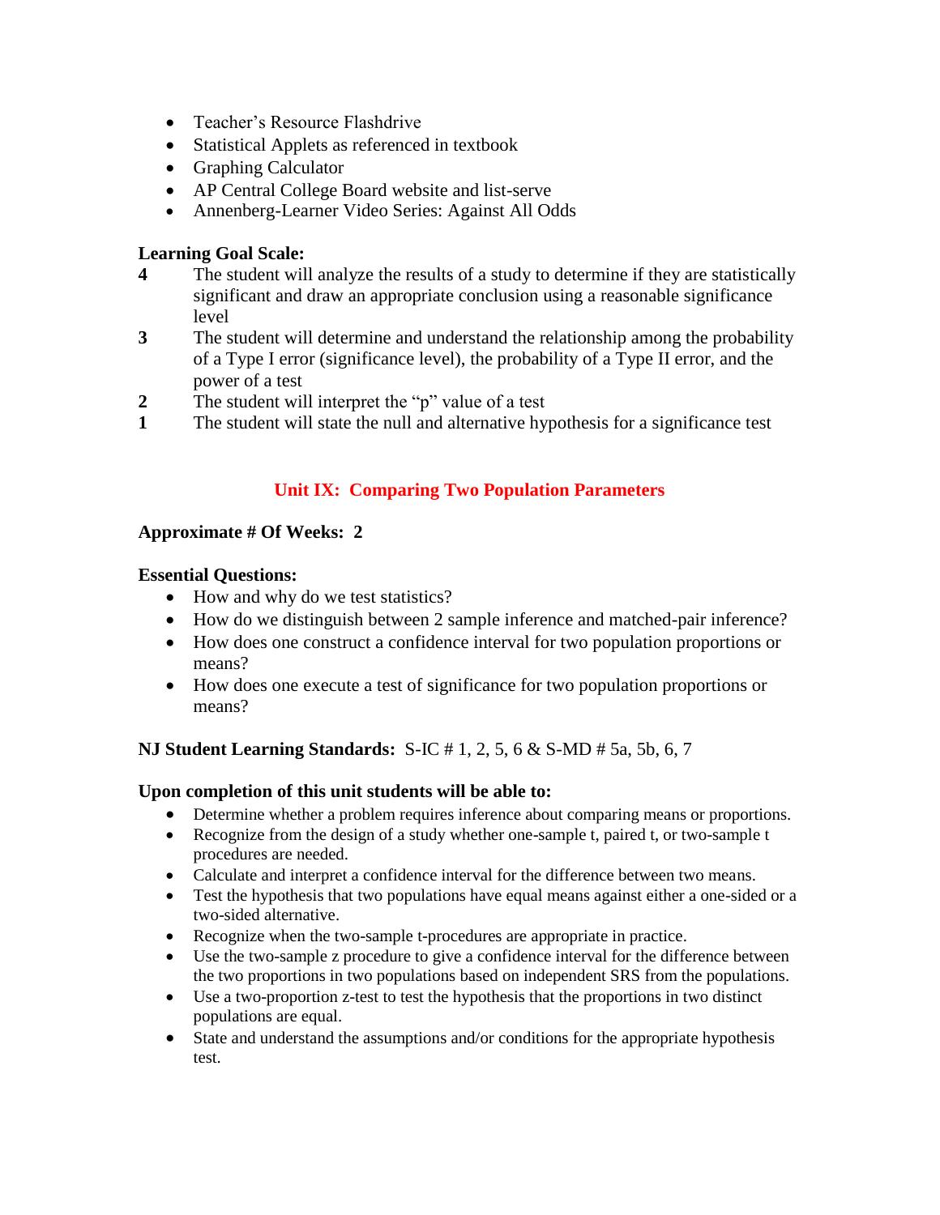- Teacher's Resource Flashdrive
- Statistical Applets as referenced in textbook
- Graphing Calculator
- AP Central College Board website and list-serve
- Annenberg-Learner Video Series: Against All Odds

**Learning Goal Scale:**

**4** The student will analyze the results of a study to determine if they are statistically significant and draw an appropriate conclusion using a reasonable significance level

**3** The student will determine and understand the relationship among the probability of a Type I error (significance level), the probability of a Type II error, and the power of a test

**2** The student will interpret the "p" value of a test

**1** The student will state the null and alternative hypothesis for a significance test

## Unit IX: Comparing Two Population Parameters

**Approximate # Of Weeks: 2**

**Essential Questions:**

- How and why do we test statistics?
- How do we distinguish between 2 sample inference and matched-pair inference?
- How does one construct a confidence interval for two population proportions or means?
- How does one execute a test of significance for two population proportions or means?

**NJ Student Learning Standards:** S-IC # 1, 2, 5, 6 & S-MD # 5a, 5b, 6, 7

**Upon completion of this unit students will be able to:**

- Determine whether a problem requires inference about comparing means or proportions.
- Recognize from the design of a study whether one-sample t, paired t, or two-sample t procedures are needed.
- Calculate and interpret a confidence interval for the difference between two means.
- Test the hypothesis that two populations have equal means against either a one-sided or a two-sided alternative.
- Recognize when the two-sample t-procedures are appropriate in practice.
- Use the two-sample z procedure to give a confidence interval for the difference between the two proportions in two populations based on independent SRS from the populations.
- Use a two-proportion z-test to test the hypothesis that the proportions in two distinct populations are equal.
- State and understand the assumptions and/or conditions for the appropriate hypothesis test.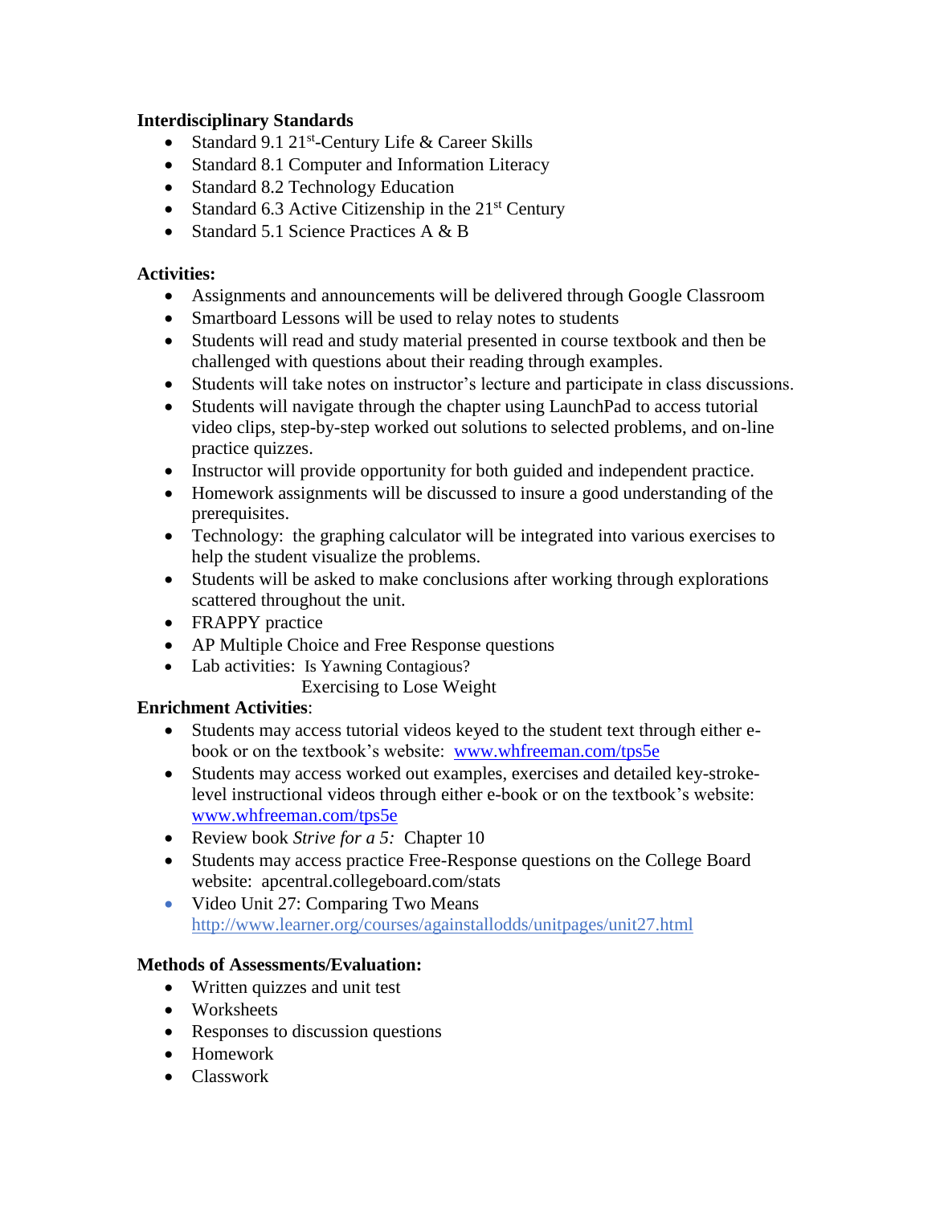**Interdisciplinary Standards**

- Standard 9.1 21st-Century Life & Career Skills
- Standard 8.1 Computer and Information Literacy
- Standard 8.2 Technology Education
- Standard 6.3 Active Citizenship in the 21st Century
- Standard 5.1 Science Practices A & B

**Activities:**

- Assignments and announcements will be delivered through Google Classroom
- Smartboard Lessons will be used to relay notes to students
- Students will read and study material presented in course textbook and then be challenged with questions about their reading through examples.
- Students will take notes on instructor's lecture and participate in class discussions.
- Students will navigate through the chapter using LaunchPad to access tutorial video clips, step-by-step worked out solutions to selected problems, and on-line practice quizzes.
- Instructor will provide opportunity for both guided and independent practice.
- Homework assignments will be discussed to insure a good understanding of the prerequisites.
- Technology: the graphing calculator will be integrated into various exercises to help the student visualize the problems.
- Students will be asked to make conclusions after working through explorations scattered throughout the unit.
- FRAPPY practice
- AP Multiple Choice and Free Response questions
- Lab activities: Is Yawning Contagious?
  Exercising to Lose Weight

**Enrichment Activities**:

- Students may access tutorial videos keyed to the student text through either e-book or on the textbook's website: www.whfreeman.com/tps5e
- Students may access worked out examples, exercises and detailed key-stroke-level instructional videos through either e-book or on the textbook's website: www.whfreeman.com/tps5e
- Review book *Strive for a 5:* Chapter 10
- Students may access practice Free-Response questions on the College Board website: apcentral.collegeboard.com/stats
- Video Unit 27: Comparing Two Means http://www.learner.org/courses/againstallodds/unitpages/unit27.html

**Methods of Assessments/Evaluation:**

- Written quizzes and unit test
- Worksheets
- Responses to discussion questions
- Homework
- Classwork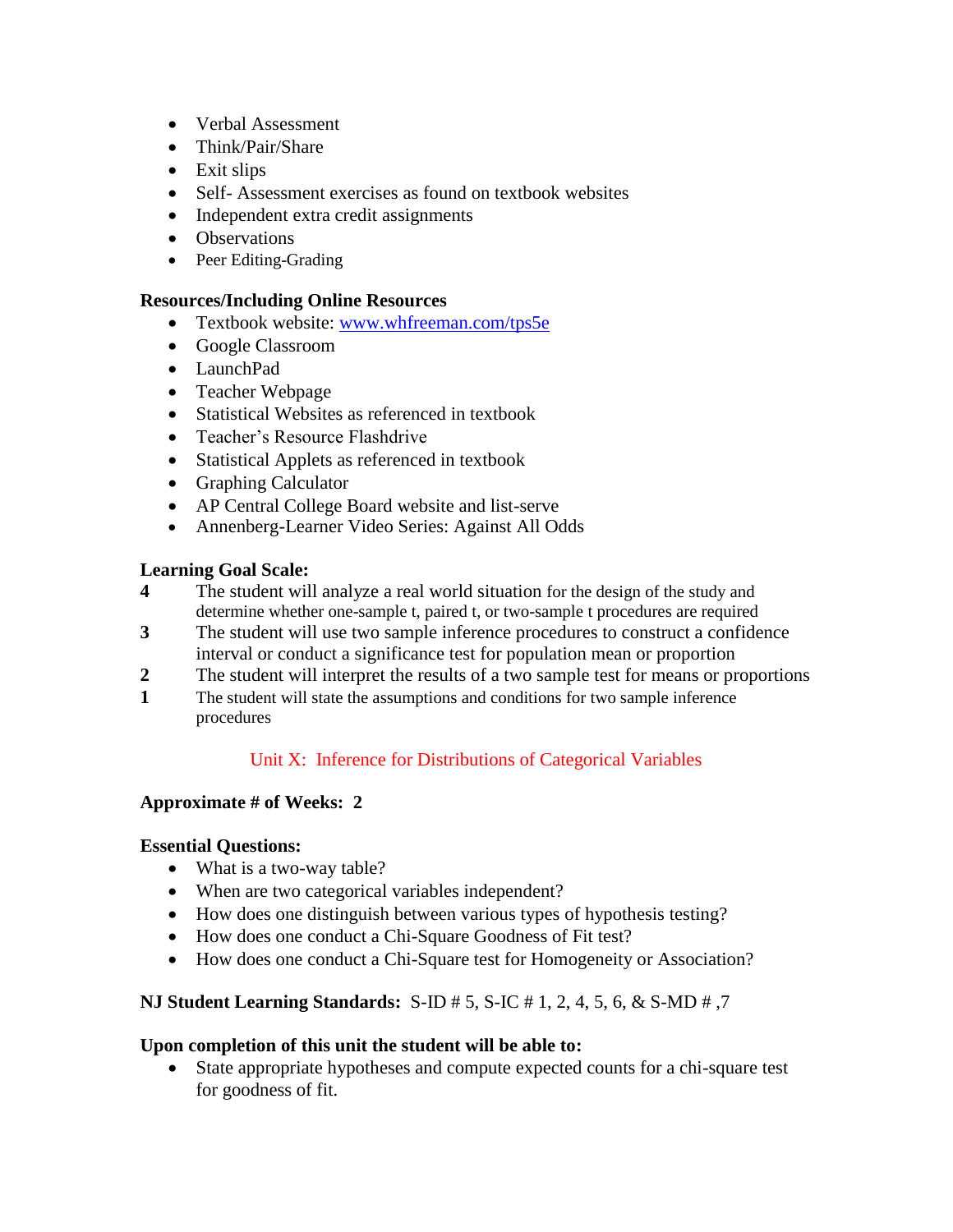- Verbal Assessment
- Think/Pair/Share
- Exit slips
- Self- Assessment exercises as found on textbook websites
- Independent extra credit assignments
- Observations
- Peer Editing-Grading

**Resources/Including Online Resources**

- Textbook website: [www.whfreeman.com/tps5e](www.whfreeman.com/tps5e)
- Google Classroom
- LaunchPad
- Teacher Webpage
- Statistical Websites as referenced in textbook
- Teacher's Resource Flashdrive
- Statistical Applets as referenced in textbook
- Graphing Calculator
- AP Central College Board website and list-serve
- Annenberg-Learner Video Series: Against All Odds

**Learning Goal Scale:**

**4** The student will analyze a real world situation for the design of the study and determine whether one-sample t, paired t, or two-sample t procedures are required

**3** The student will use two sample inference procedures to construct a confidence interval or conduct a significance test for population mean or proportion

**2** The student will interpret the results of a two sample test for means or proportions

**1** The student will state the assumptions and conditions for two sample inference procedures

## Unit X: Inference for Distributions of Categorical Variables

**Approximate # of Weeks: 2**

**Essential Questions:**

- What is a two-way table?
- When are two categorical variables independent?
- How does one distinguish between various types of hypothesis testing?
- How does one conduct a Chi-Square Goodness of Fit test?
- How does one conduct a Chi-Square test for Homogeneity or Association?

**NJ Student Learning Standards:** S-ID # 5, S-IC # 1, 2, 4, 5, 6, & S-MD # ,7

**Upon completion of this unit the student will be able to:**

- State appropriate hypotheses and compute expected counts for a chi-square test for goodness of fit.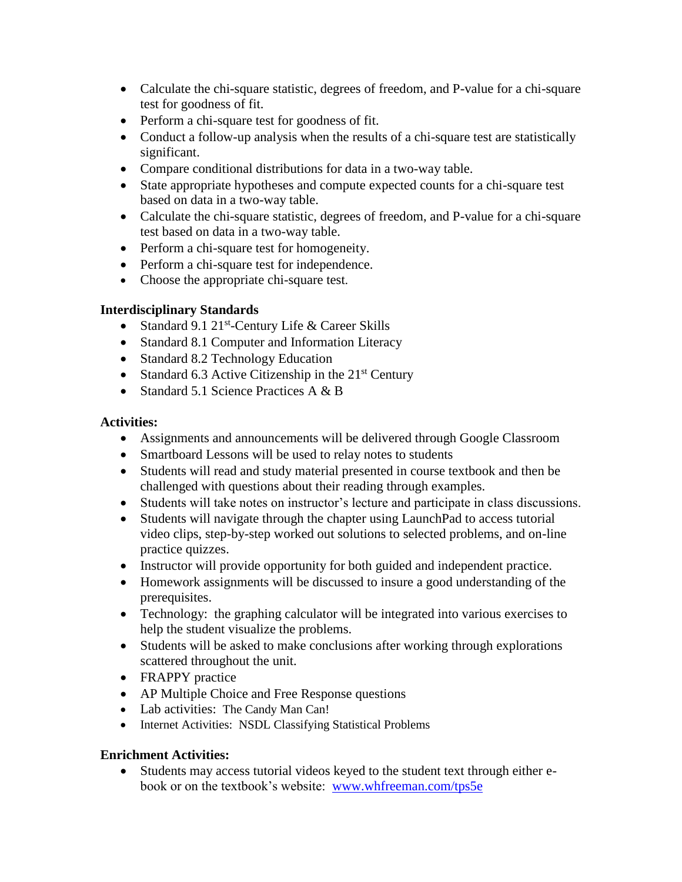- Calculate the chi-square statistic, degrees of freedom, and P-value for a chi-square test for goodness of fit.
- Perform a chi-square test for goodness of fit.
- Conduct a follow-up analysis when the results of a chi-square test are statistically significant.
- Compare conditional distributions for data in a two-way table.
- State appropriate hypotheses and compute expected counts for a chi-square test based on data in a two-way table.
- Calculate the chi-square statistic, degrees of freedom, and P-value for a chi-square test based on data in a two-way table.
- Perform a chi-square test for homogeneity.
- Perform a chi-square test for independence.
- Choose the appropriate chi-square test.

**Interdisciplinary Standards**

- Standard 9.1 21st-Century Life & Career Skills
- Standard 8.1 Computer and Information Literacy
- Standard 8.2 Technology Education
- Standard 6.3 Active Citizenship in the 21st Century
- Standard 5.1 Science Practices A & B

**Activities:**

- Assignments and announcements will be delivered through Google Classroom
- Smartboard Lessons will be used to relay notes to students
- Students will read and study material presented in course textbook and then be challenged with questions about their reading through examples.
- Students will take notes on instructor's lecture and participate in class discussions.
- Students will navigate through the chapter using LaunchPad to access tutorial video clips, step-by-step worked out solutions to selected problems, and on-line practice quizzes.
- Instructor will provide opportunity for both guided and independent practice.
- Homework assignments will be discussed to insure a good understanding of the prerequisites.
- Technology: the graphing calculator will be integrated into various exercises to help the student visualize the problems.
- Students will be asked to make conclusions after working through explorations scattered throughout the unit.
- FRAPPY practice
- AP Multiple Choice and Free Response questions
- Lab activities: The Candy Man Can!
- Internet Activities: NSDL Classifying Statistical Problems

**Enrichment Activities:**

- Students may access tutorial videos keyed to the student text through either e-book or on the textbook's website: [www.whfreeman.com/tps5e](www.whfreeman.com/tps5e)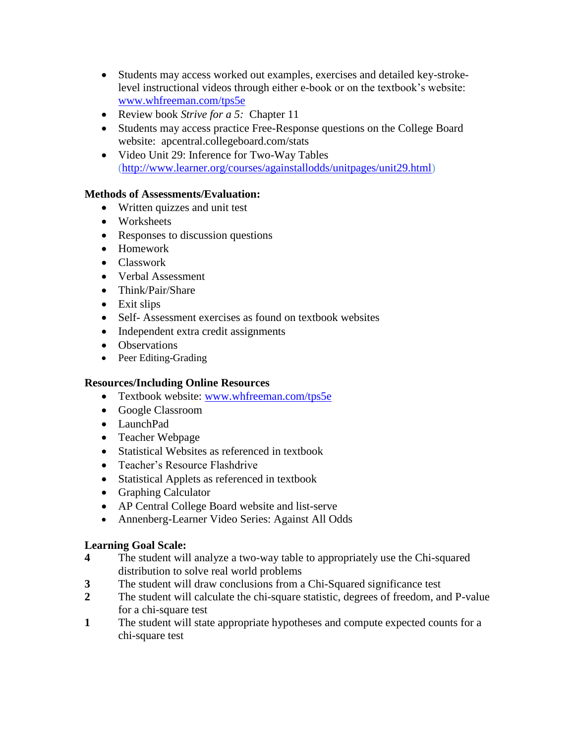- Students may access worked out examples, exercises and detailed key-stroke-level instructional videos through either e-book or on the textbook's website: www.whfreeman.com/tps5e
- Review book *Strive for a 5:* Chapter 11
- Students may access practice Free-Response questions on the College Board website: apcentral.collegeboard.com/stats
- Video Unit 29: Inference for Two-Way Tables (http://www.learner.org/courses/againstallodds/unitpages/unit29.html)

**Methods of Assessments/Evaluation:**

- Written quizzes and unit test
- Worksheets
- Responses to discussion questions
- Homework
- Classwork
- Verbal Assessment
- Think/Pair/Share
- Exit slips
- Self- Assessment exercises as found on textbook websites
- Independent extra credit assignments
- Observations
- Peer Editing-Grading

**Resources/Including Online Resources**

- Textbook website: www.whfreeman.com/tps5e
- Google Classroom
- LaunchPad
- Teacher Webpage
- Statistical Websites as referenced in textbook
- Teacher's Resource Flashdrive
- Statistical Applets as referenced in textbook
- Graphing Calculator
- AP Central College Board website and list-serve
- Annenberg-Learner Video Series: Against All Odds

**Learning Goal Scale:**

**4** The student will analyze a two-way table to appropriately use the Chi-squared distribution to solve real world problems

**3** The student will draw conclusions from a Chi-Squared significance test

**2** The student will calculate the chi-square statistic, degrees of freedom, and P-value for a chi-square test

**1** The student will state appropriate hypotheses and compute expected counts for a chi-square test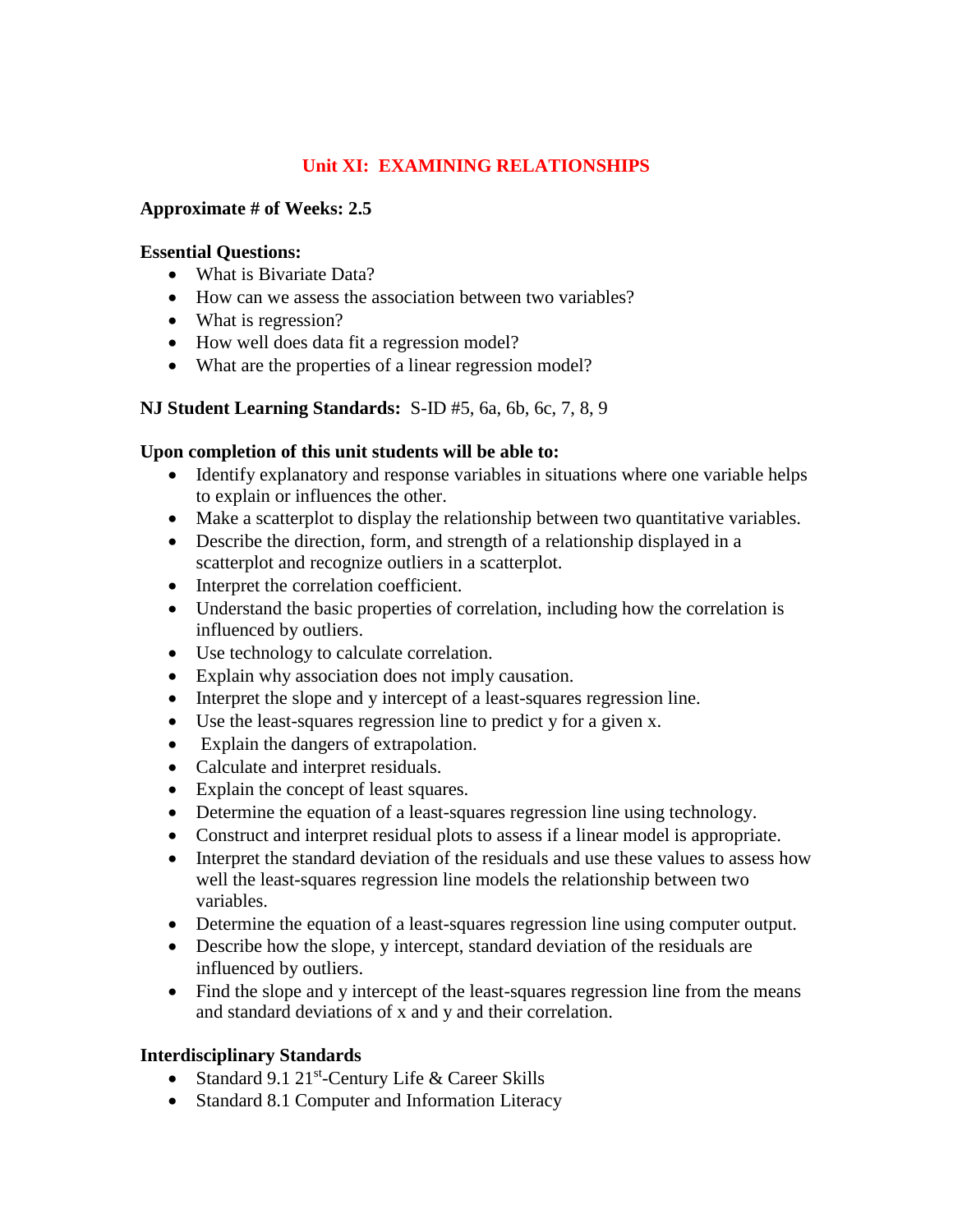## Unit XI: EXAMINING RELATIONSHIPS

**Approximate # of Weeks: 2.5**

**Essential Questions:**

- What is Bivariate Data?
- How can we assess the association between two variables?
- What is regression?
- How well does data fit a regression model?
- What are the properties of a linear regression model?

**NJ Student Learning Standards:** S-ID #5, 6a, 6b, 6c, 7, 8, 9

**Upon completion of this unit students will be able to:**

- Identify explanatory and response variables in situations where one variable helps to explain or influences the other.
- Make a scatterplot to display the relationship between two quantitative variables.
- Describe the direction, form, and strength of a relationship displayed in a scatterplot and recognize outliers in a scatterplot.
- Interpret the correlation coefficient.
- Understand the basic properties of correlation, including how the correlation is influenced by outliers.
- Use technology to calculate correlation.
- Explain why association does not imply causation.
- Interpret the slope and y intercept of a least-squares regression line.
- Use the least-squares regression line to predict y for a given x.
- Explain the dangers of extrapolation.
- Calculate and interpret residuals.
- Explain the concept of least squares.
- Determine the equation of a least-squares regression line using technology.
- Construct and interpret residual plots to assess if a linear model is appropriate.
- Interpret the standard deviation of the residuals and use these values to assess how well the least-squares regression line models the relationship between two variables.
- Determine the equation of a least-squares regression line using computer output.
- Describe how the slope, y intercept, standard deviation of the residuals are influenced by outliers.
- Find the slope and y intercept of the least-squares regression line from the means and standard deviations of x and y and their correlation.

**Interdisciplinary Standards**

- Standard 9.1 21st-Century Life & Career Skills
- Standard 8.1 Computer and Information Literacy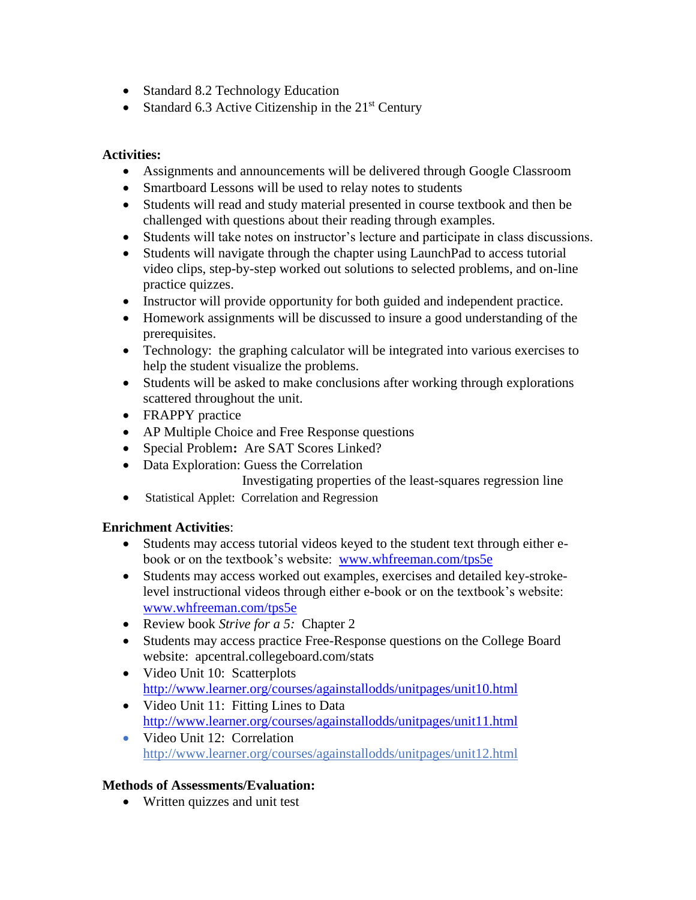- Standard 8.2 Technology Education
- Standard 6.3 Active Citizenship in the 21st Century

**Activities:**

- Assignments and announcements will be delivered through Google Classroom
- Smartboard Lessons will be used to relay notes to students
- Students will read and study material presented in course textbook and then be challenged with questions about their reading through examples.
- Students will take notes on instructor's lecture and participate in class discussions.
- Students will navigate through the chapter using LaunchPad to access tutorial video clips, step-by-step worked out solutions to selected problems, and on-line practice quizzes.
- Instructor will provide opportunity for both guided and independent practice.
- Homework assignments will be discussed to insure a good understanding of the prerequisites.
- Technology: the graphing calculator will be integrated into various exercises to help the student visualize the problems.
- Students will be asked to make conclusions after working through explorations scattered throughout the unit.
- FRAPPY practice
- AP Multiple Choice and Free Response questions
- Special Problem**:** Are SAT Scores Linked?
- Data Exploration: Guess the Correlation
  Investigating properties of the least-squares regression line
- Statistical Applet: Correlation and Regression

**Enrichment Activities**:

- Students may access tutorial videos keyed to the student text through either e-book or on the textbook's website: www.whfreeman.com/tps5e
- Students may access worked out examples, exercises and detailed key-stroke-level instructional videos through either e-book or on the textbook's website: www.whfreeman.com/tps5e
- Review book *Strive for a 5:* Chapter 2
- Students may access practice Free-Response questions on the College Board website: apcentral.collegeboard.com/stats
- Video Unit 10: Scatterplots
  http://www.learner.org/courses/againstallodds/unitpages/unit10.html
- Video Unit 11: Fitting Lines to Data
  http://www.learner.org/courses/againstallodds/unitpages/unit11.html
- Video Unit 12: Correlation
  http://www.learner.org/courses/againstallodds/unitpages/unit12.html

**Methods of Assessments/Evaluation:**

- Written quizzes and unit test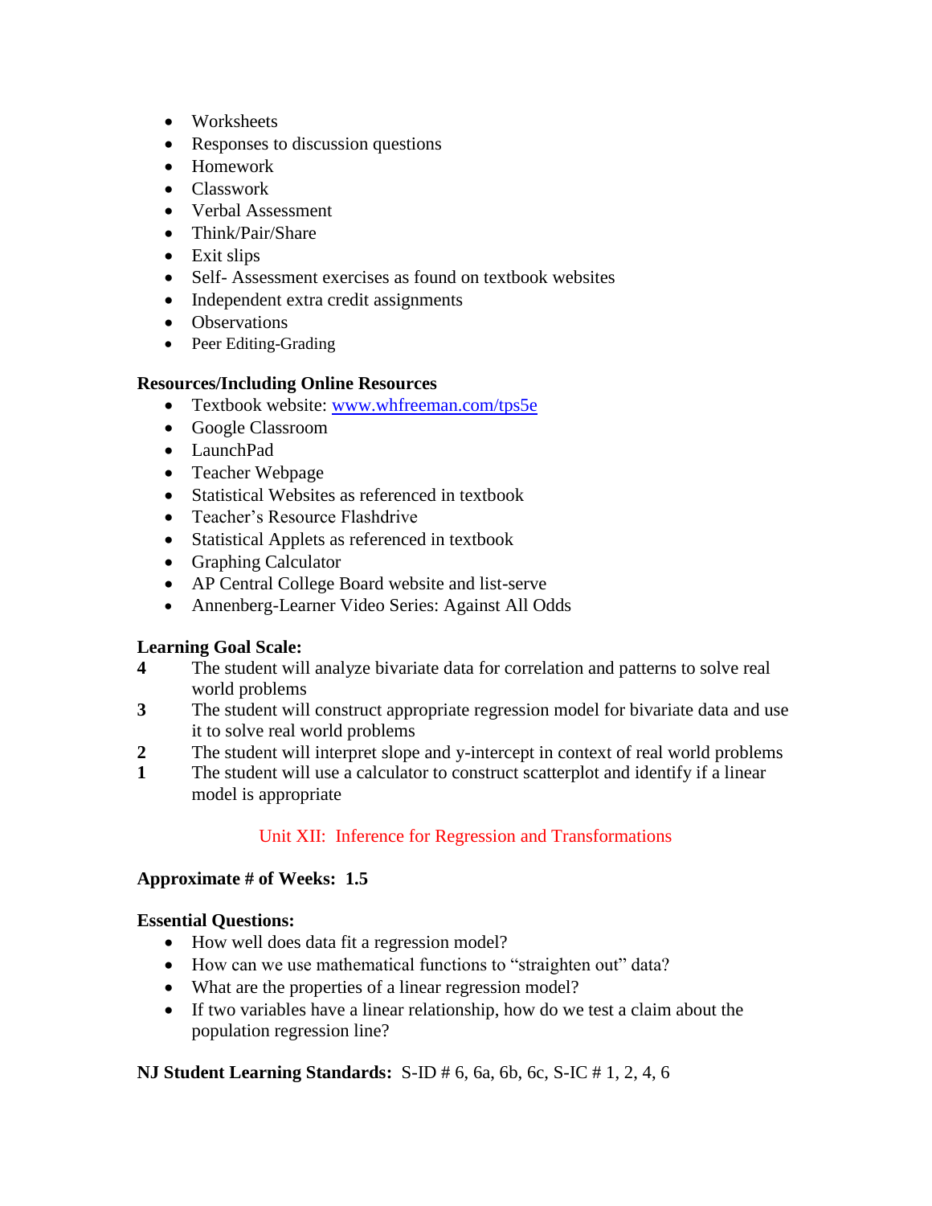- Worksheets
- Responses to discussion questions
- Homework
- Classwork
- Verbal Assessment
- Think/Pair/Share
- Exit slips
- Self- Assessment exercises as found on textbook websites
- Independent extra credit assignments
- Observations
- Peer Editing-Grading

**Resources/Including Online Resources**

- Textbook website: [www.whfreeman.com/tps5e](www.whfreeman.com/tps5e)
- Google Classroom
- LaunchPad
- Teacher Webpage
- Statistical Websites as referenced in textbook
- Teacher's Resource Flashdrive
- Statistical Applets as referenced in textbook
- Graphing Calculator
- AP Central College Board website and list-serve
- Annenberg-Learner Video Series: Against All Odds

**Learning Goal Scale:**

**4** The student will analyze bivariate data for correlation and patterns to solve real world problems

**3** The student will construct appropriate regression model for bivariate data and use it to solve real world problems

**2** The student will interpret slope and y-intercept in context of real world problems

**1** The student will use a calculator to construct scatterplot and identify if a linear model is appropriate

## Unit XII: Inference for Regression and Transformations

**Approximate # of Weeks: 1.5**

**Essential Questions:**

- How well does data fit a regression model?
- How can we use mathematical functions to "straighten out" data?
- What are the properties of a linear regression model?
- If two variables have a linear relationship, how do we test a claim about the population regression line?

**NJ Student Learning Standards:** S-ID # 6, 6a, 6b, 6c, S-IC # 1, 2, 4, 6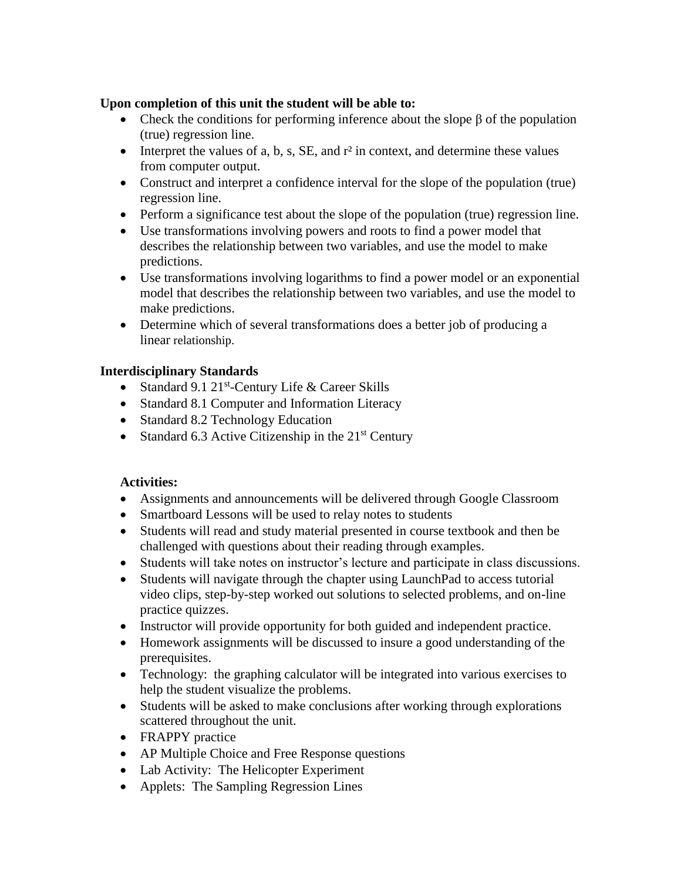**Upon completion of this unit the student will be able to:**

- Check the conditions for performing inference about the slope $\beta$ of the population (true) regression line.
- Interpret the values of a, b, s, SE, and $r^2$ in context, and determine these values from computer output.
- Construct and interpret a confidence interval for the slope of the population (true) regression line.
- Perform a significance test about the slope of the population (true) regression line.
- Use transformations involving powers and roots to find a power model that describes the relationship between two variables, and use the model to make predictions.
- Use transformations involving logarithms to find a power model or an exponential model that describes the relationship between two variables, and use the model to make predictions.
- Determine which of several transformations does a better job of producing a linear relationship.

**Interdisciplinary Standards**

- Standard 9.1 21st-Century Life & Career Skills
- Standard 8.1 Computer and Information Literacy
- Standard 8.2 Technology Education
- Standard 6.3 Active Citizenship in the 21st Century

**Activities:**

- Assignments and announcements will be delivered through Google Classroom
- Smartboard Lessons will be used to relay notes to students
- Students will read and study material presented in course textbook and then be challenged with questions about their reading through examples.
- Students will take notes on instructor's lecture and participate in class discussions.
- Students will navigate through the chapter using LaunchPad to access tutorial video clips, step-by-step worked out solutions to selected problems, and on-line practice quizzes.
- Instructor will provide opportunity for both guided and independent practice.
- Homework assignments will be discussed to insure a good understanding of the prerequisites.
- Technology: the graphing calculator will be integrated into various exercises to help the student visualize the problems.
- Students will be asked to make conclusions after working through explorations scattered throughout the unit.
- FRAPPY practice
- AP Multiple Choice and Free Response questions
- Lab Activity: The Helicopter Experiment
- Applets: The Sampling Regression Lines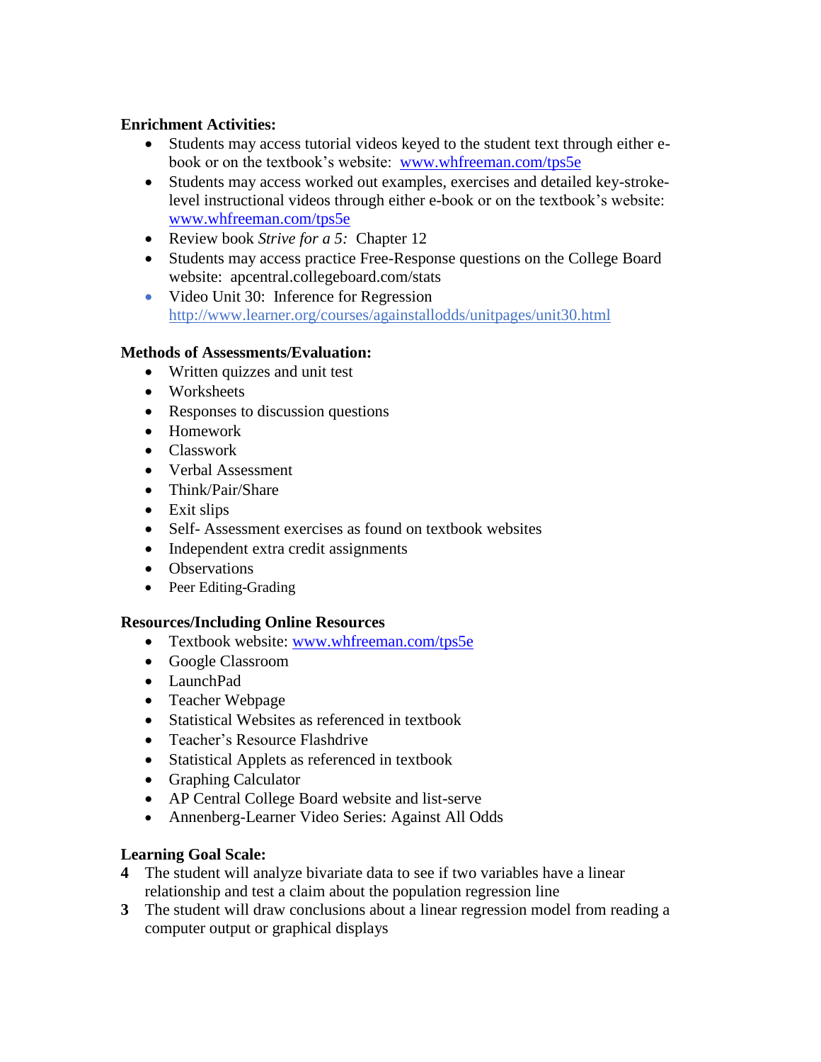**Enrichment Activities:**

- Students may access tutorial videos keyed to the student text through either e-book or on the textbook's website: [www.whfreeman.com/tps5e](http://www.whfreeman.com/tps5e)
- Students may access worked out examples, exercises and detailed key-stroke-level instructional videos through either e-book or on the textbook's website: [www.whfreeman.com/tps5e](http://www.whfreeman.com/tps5e)
- Review book *Strive for a 5:* Chapter 12
- Students may access practice Free-Response questions on the College Board website: apcentral.collegeboard.com/stats
- Video Unit 30: Inference for Regression [http://www.learner.org/courses/againstallodds/unitpages/unit30.html](http://www.learner.org/courses/againstallodds/unitpages/unit30.html)

**Methods of Assessments/Evaluation:**

- Written quizzes and unit test
- Worksheets
- Responses to discussion questions
- Homework
- Classwork
- Verbal Assessment
- Think/Pair/Share
- Exit slips
- Self- Assessment exercises as found on textbook websites
- Independent extra credit assignments
- Observations
- Peer Editing-Grading

**Resources/Including Online Resources**

- Textbook website: [www.whfreeman.com/tps5e](http://www.whfreeman.com/tps5e)
- Google Classroom
- LaunchPad
- Teacher Webpage
- Statistical Websites as referenced in textbook
- Teacher's Resource Flashdrive
- Statistical Applets as referenced in textbook
- Graphing Calculator
- AP Central College Board website and list-serve
- Annenberg-Learner Video Series: Against All Odds

**Learning Goal Scale:**

**4** The student will analyze bivariate data to see if two variables have a linear relationship and test a claim about the population regression line

**3** The student will draw conclusions about a linear regression model from reading a computer output or graphical displays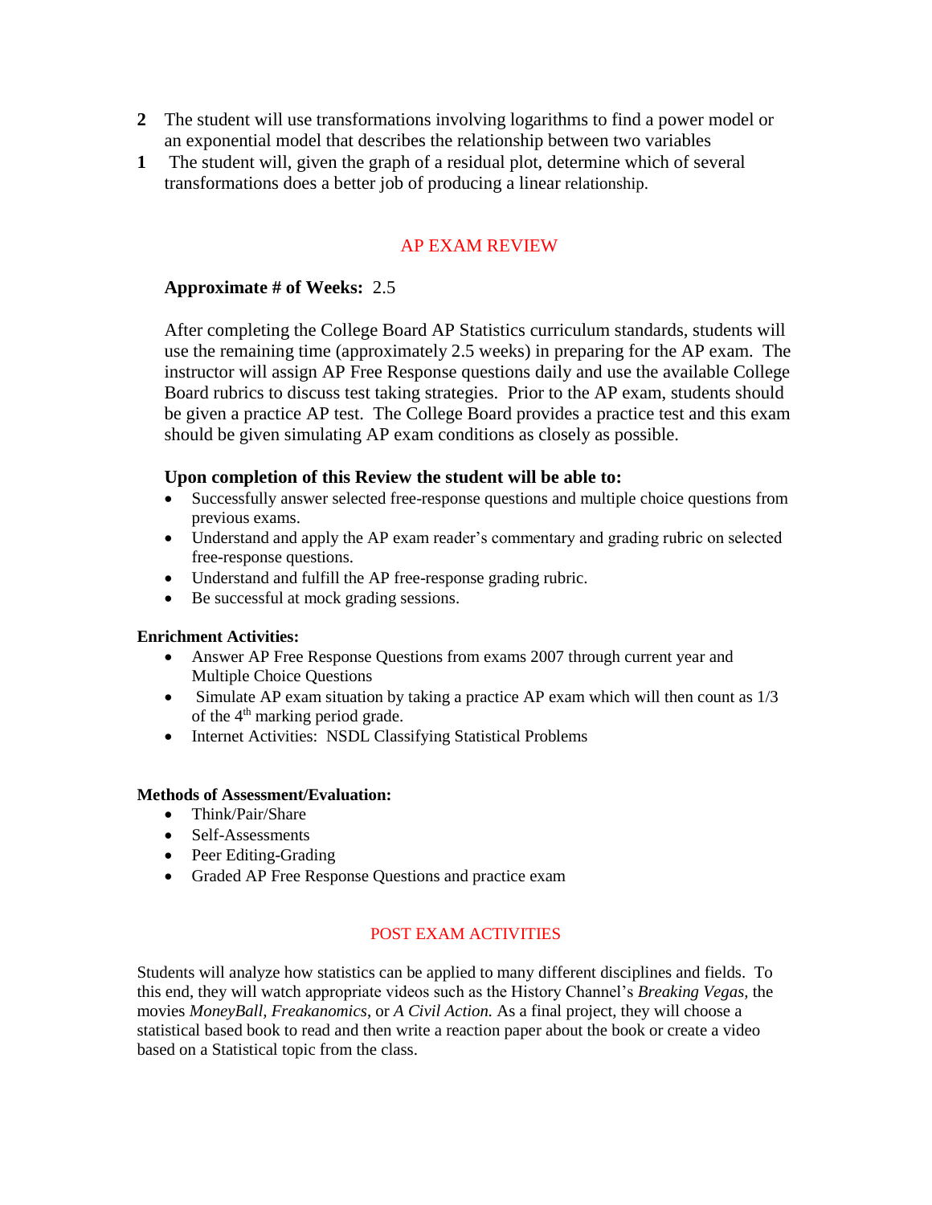**2** The student will use transformations involving logarithms to find a power model or an exponential model that describes the relationship between two variables

**1** The student will, given the graph of a residual plot, determine which of several transformations does a better job of producing a linear relationship.

## AP EXAM REVIEW

**Approximate # of Weeks:** 2.5

After completing the College Board AP Statistics curriculum standards, students will use the remaining time (approximately 2.5 weeks) in preparing for the AP exam. The instructor will assign AP Free Response questions daily and use the available College Board rubrics to discuss test taking strategies. Prior to the AP exam, students should be given a practice AP test. The College Board provides a practice test and this exam should be given simulating AP exam conditions as closely as possible.

**Upon completion of this Review the student will be able to:**

- Successfully answer selected free-response questions and multiple choice questions from previous exams.
- Understand and apply the AP exam reader's commentary and grading rubric on selected free-response questions.
- Understand and fulfill the AP free-response grading rubric.
- Be successful at mock grading sessions.

**Enrichment Activities:**

- Answer AP Free Response Questions from exams 2007 through current year and Multiple Choice Questions
- Simulate AP exam situation by taking a practice AP exam which will then count as 1/3 of the 4th marking period grade.
- Internet Activities: NSDL Classifying Statistical Problems

**Methods of Assessment/Evaluation:**

- Think/Pair/Share
- Self-Assessments
- Peer Editing-Grading
- Graded AP Free Response Questions and practice exam

## POST EXAM ACTIVITIES

Students will analyze how statistics can be applied to many different disciplines and fields. To this end, they will watch appropriate videos such as the History Channel's *Breaking Vegas,* the movies *MoneyBall, Freakanomics*, or *A Civil Action.* As a final project, they will choose a statistical based book to read and then write a reaction paper about the book or create a video based on a Statistical topic from the class.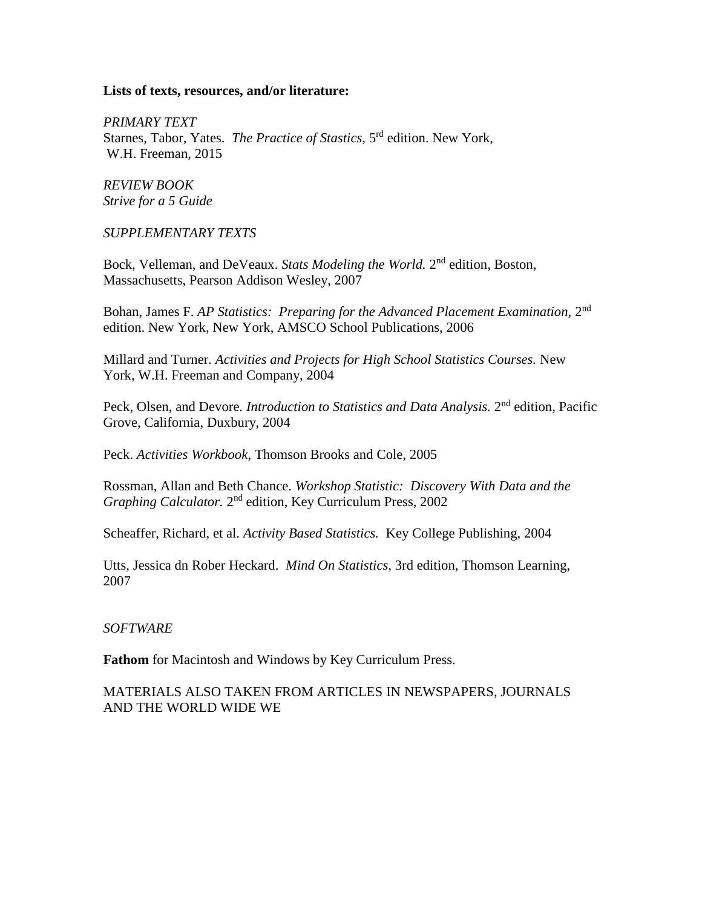**Lists of texts, resources, and/or literature:**

*PRIMARY TEXT*
Starnes, Tabor, Yates. *The Practice of Stastics,* 5rd edition. New York, W.H. Freeman, 2015

*REVIEW BOOK*
*Strive for a 5 Guide*

*SUPPLEMENTARY TEXTS*

Bock, Velleman, and DeVeaux. *Stats Modeling the World.* 2nd edition, Boston, Massachusetts, Pearson Addison Wesley, 2007

Bohan, James F. *AP Statistics: Preparing for the Advanced Placement Examination,* 2nd edition. New York, New York, AMSCO School Publications, 2006

Millard and Turner. *Activities and Projects for High School Statistics Courses.* New York, W.H. Freeman and Company, 2004

Peck, Olsen, and Devore. *Introduction to Statistics and Data Analysis.* 2nd edition, Pacific Grove, California, Duxbury, 2004

Peck. *Activities Workbook*, Thomson Brooks and Cole, 2005

Rossman, Allan and Beth Chance. *Workshop Statistic: Discovery With Data and the Graphing Calculator.* 2nd edition, Key Curriculum Press, 2002

Scheaffer, Richard, et al. *Activity Based Statistics.* Key College Publishing, 2004

Utts, Jessica dn Rober Heckard. *Mind On Statistics,* 3rd edition, Thomson Learning, 2007

*SOFTWARE*

**Fathom** for Macintosh and Windows by Key Curriculum Press.

MATERIALS ALSO TAKEN FROM ARTICLES IN NEWSPAPERS, JOURNALS AND THE WORLD WIDE WE